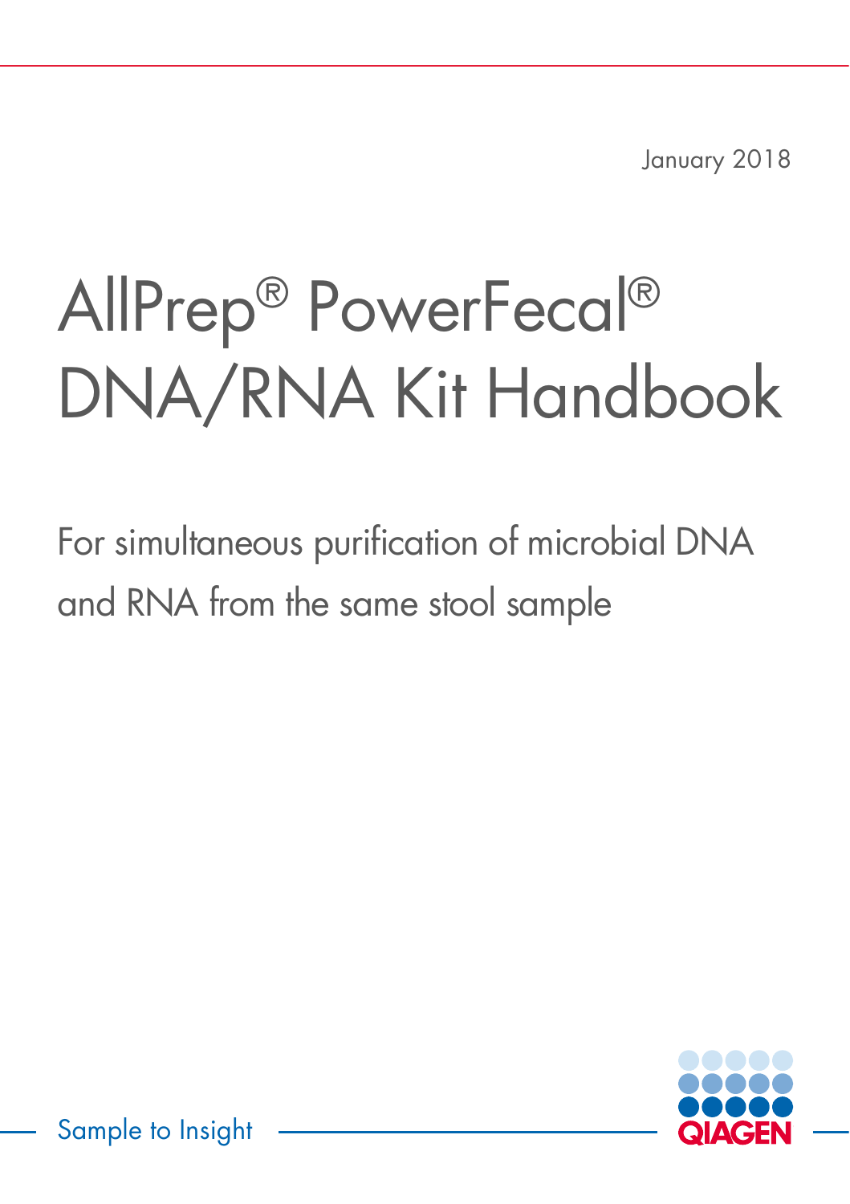January 2018

# AllPrep® PowerFecal® DNA/RNA Kit Handbook

For simultaneous purification of microbial DNA and RNA from the same stool sample

Sample to Insight

QIAGEN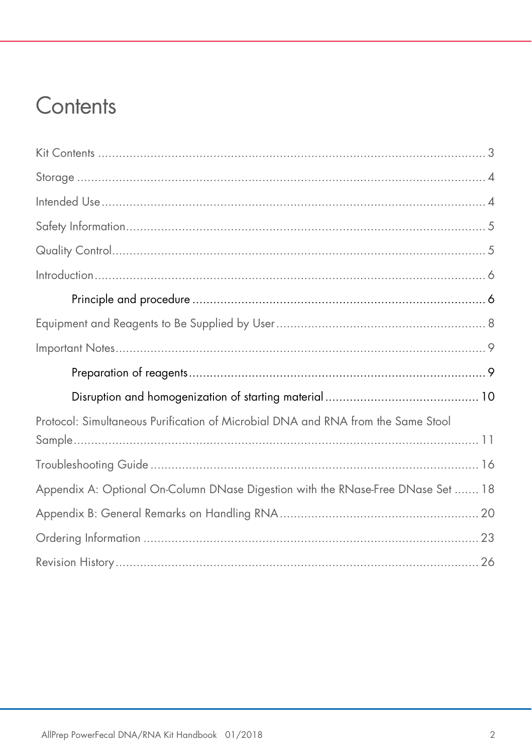# Contents

Kit Contents ........................................................................................................ 3

Storage ................................................................................................................ 4

Intended Use ....................................................................................................... 4

Safety Information ............................................................................................... 5

Quality Control..................................................................................................... 5

Introduction .......................................................................................................... 6

    Principle and procedure ................................................................................. 6

Equipment and Reagents to Be Supplied by User ................................................ 8

Important Notes ................................................................................................... 9

    Preparation of reagents .................................................................................. 9

    Disruption and homogenization of starting material ..................................... 10

Protocol: Simultaneous Purification of Microbial DNA and RNA from the Same Stool Sample ................................................................................................................ 11

Troubleshooting Guide ....................................................................................... 16

Appendix A: Optional On-Column DNase Digestion with the RNase-Free DNase Set ....... 18

Appendix B: General Remarks on Handling RNA ................................................ 20

Ordering Information ......................................................................................... 23

Revision History .................................................................................................. 26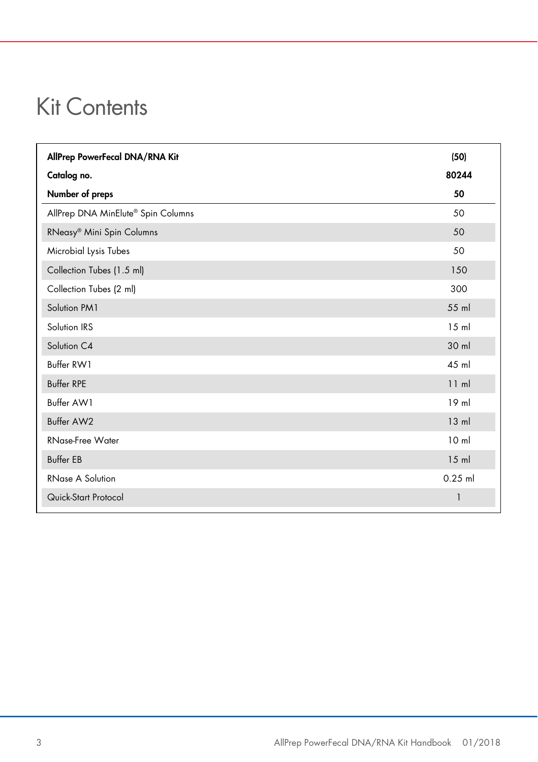# Kit Contents

| AllPrep PowerFecal DNA/RNA Kit | (50) |
|---|---|
| **Catalog no.** | **80244** |
| **Number of preps** | **50** |
| AllPrep DNA MinElute® Spin Columns | 50 |
| RNeasy® Mini Spin Columns | 50 |
| Microbial Lysis Tubes | 50 |
| Collection Tubes (1.5 ml) | 150 |
| Collection Tubes (2 ml) | 300 |
| Solution PM1 | 55 ml |
| Solution IRS | 15 ml |
| Solution C4 | 30 ml |
| Buffer RW1 | 45 ml |
| Buffer RPE | 11 ml |
| Buffer AW1 | 19 ml |
| Buffer AW2 | 13 ml |
| RNase-Free Water | 10 ml |
| Buffer EB | 15 ml |
| RNase A Solution | 0.25 ml |
| Quick-Start Protocol | 1 |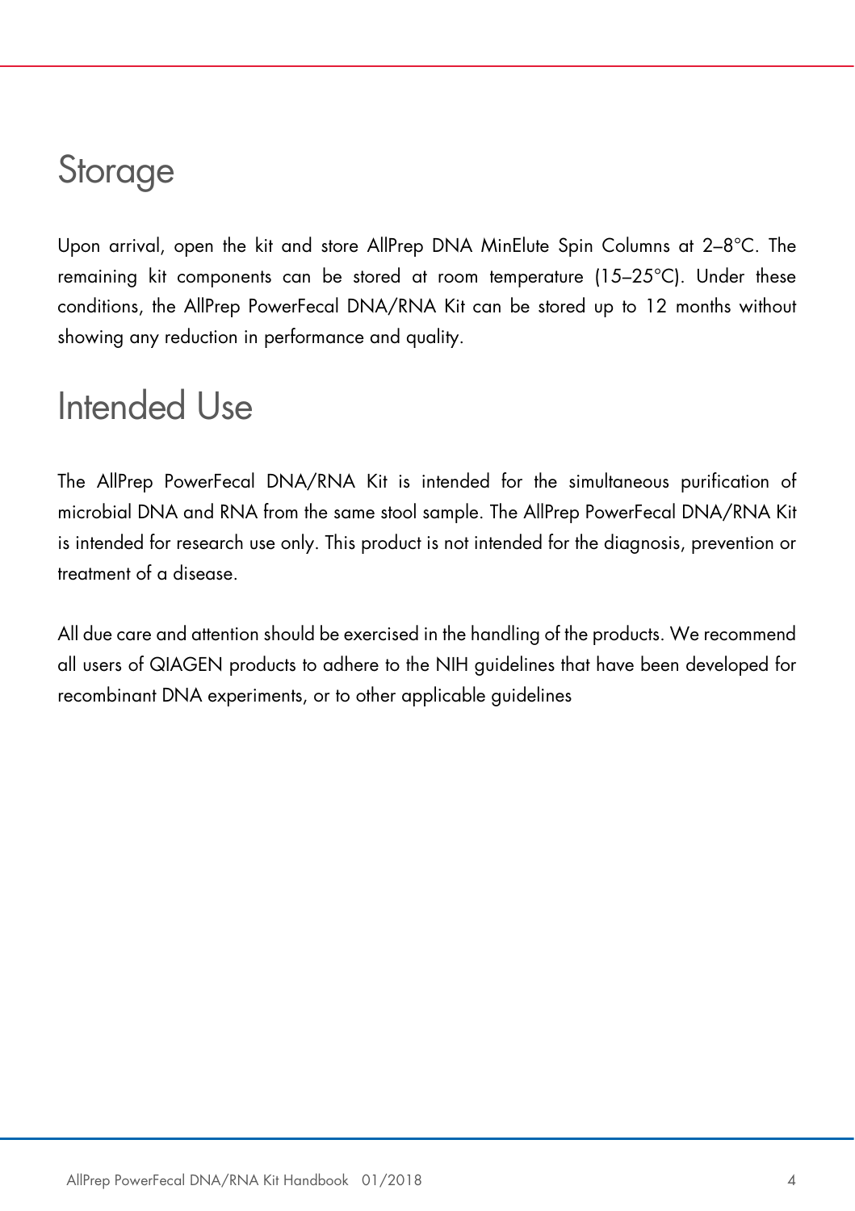# Storage

Upon arrival, open the kit and store AllPrep DNA MinElute Spin Columns at 2–8°C. The remaining kit components can be stored at room temperature (15–25°C). Under these conditions, the AllPrep PowerFecal DNA/RNA Kit can be stored up to 12 months without showing any reduction in performance and quality.

# Intended Use

The AllPrep PowerFecal DNA/RNA Kit is intended for the simultaneous purification of microbial DNA and RNA from the same stool sample. The AllPrep PowerFecal DNA/RNA Kit is intended for research use only. This product is not intended for the diagnosis, prevention or treatment of a disease.

All due care and attention should be exercised in the handling of the products. We recommend all users of QIAGEN products to adhere to the NIH guidelines that have been developed for recombinant DNA experiments, or to other applicable guidelines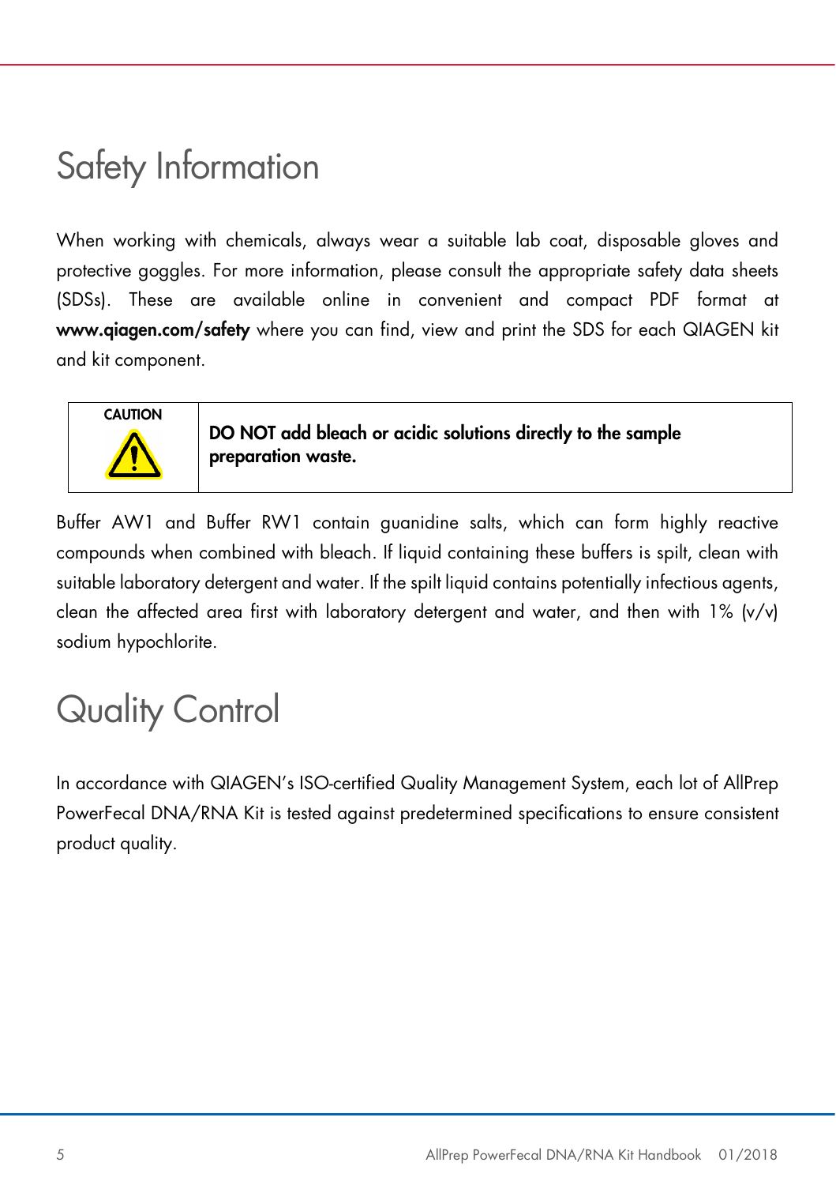# Safety Information

When working with chemicals, always wear a suitable lab coat, disposable gloves and protective goggles. For more information, please consult the appropriate safety data sheets (SDSs). These are available online in convenient and compact PDF format at **www.qiagen.com/safety** where you can find, view and print the SDS for each QIAGEN kit and kit component.

| CAUTION | **DO NOT add bleach or acidic solutions directly to the sample preparation waste.** |
|---|---|

Buffer AW1 and Buffer RW1 contain guanidine salts, which can form highly reactive compounds when combined with bleach. If liquid containing these buffers is spilt, clean with suitable laboratory detergent and water. If the spilt liquid contains potentially infectious agents, clean the affected area first with laboratory detergent and water, and then with 1% (v/v) sodium hypochlorite.

# Quality Control

In accordance with QIAGEN's ISO-certified Quality Management System, each lot of AllPrep PowerFecal DNA/RNA Kit is tested against predetermined specifications to ensure consistent product quality.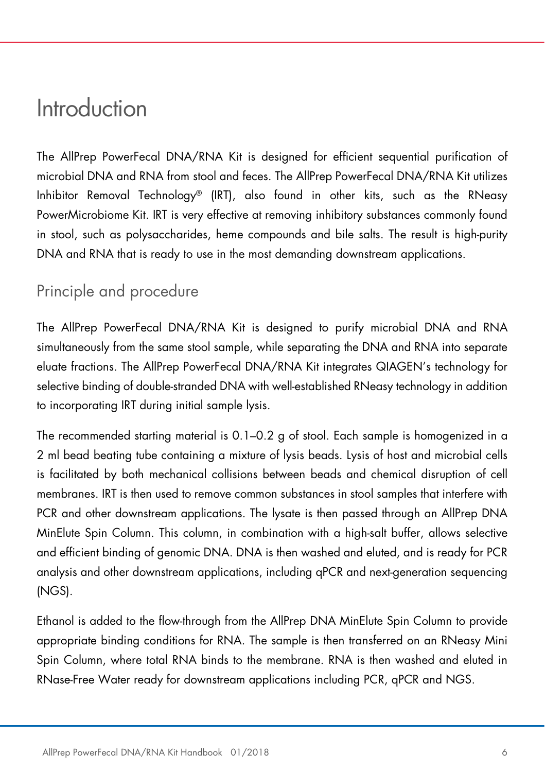# Introduction

The AllPrep PowerFecal DNA/RNA Kit is designed for efficient sequential purification of microbial DNA and RNA from stool and feces. The AllPrep PowerFecal DNA/RNA Kit utilizes Inhibitor Removal Technology® (IRT), also found in other kits, such as the RNeasy PowerMicrobiome Kit. IRT is very effective at removing inhibitory substances commonly found in stool, such as polysaccharides, heme compounds and bile salts. The result is high-purity DNA and RNA that is ready to use in the most demanding downstream applications.

## Principle and procedure

The AllPrep PowerFecal DNA/RNA Kit is designed to purify microbial DNA and RNA simultaneously from the same stool sample, while separating the DNA and RNA into separate eluate fractions. The AllPrep PowerFecal DNA/RNA Kit integrates QIAGEN's technology for selective binding of double-stranded DNA with well-established RNeasy technology in addition to incorporating IRT during initial sample lysis.

The recommended starting material is 0.1–0.2 g of stool. Each sample is homogenized in a 2 ml bead beating tube containing a mixture of lysis beads. Lysis of host and microbial cells is facilitated by both mechanical collisions between beads and chemical disruption of cell membranes. IRT is then used to remove common substances in stool samples that interfere with PCR and other downstream applications. The lysate is then passed through an AllPrep DNA MinElute Spin Column. This column, in combination with a high-salt buffer, allows selective and efficient binding of genomic DNA. DNA is then washed and eluted, and is ready for PCR analysis and other downstream applications, including qPCR and next-generation sequencing (NGS).

Ethanol is added to the flow-through from the AllPrep DNA MinElute Spin Column to provide appropriate binding conditions for RNA. The sample is then transferred on an RNeasy Mini Spin Column, where total RNA binds to the membrane. RNA is then washed and eluted in RNase-Free Water ready for downstream applications including PCR, qPCR and NGS.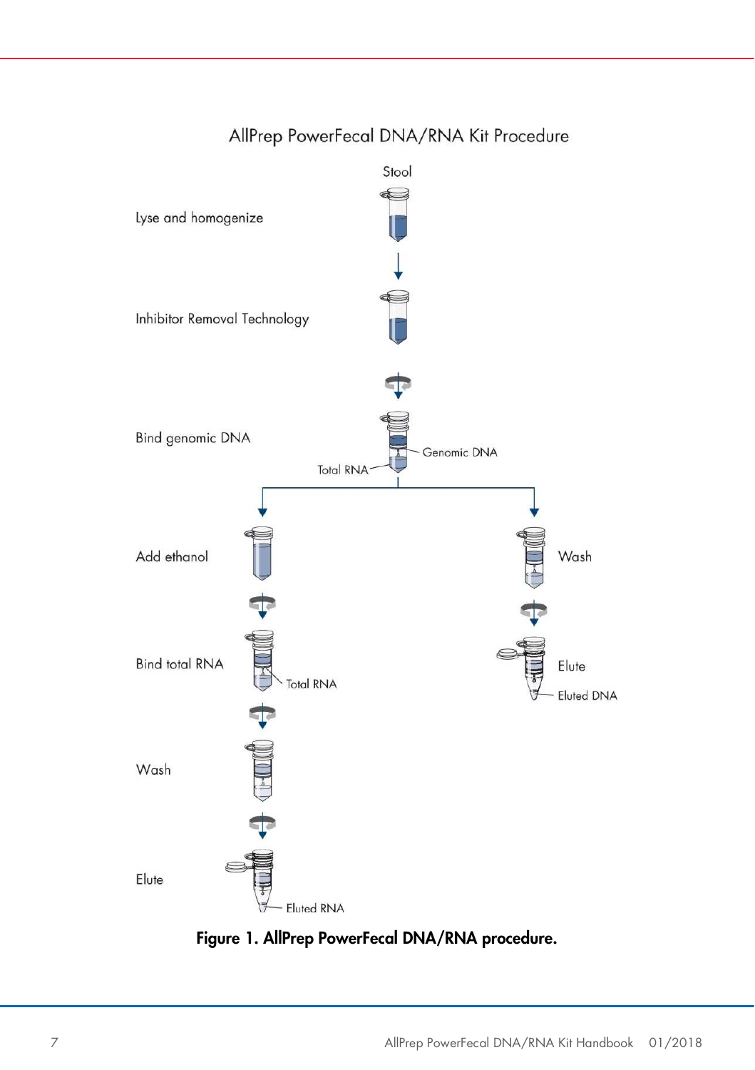AllPrep PowerFecal DNA/RNA Kit Procedure

Stool

Lyse and homogenize

Inhibitor Removal Technology

Bind genomic DNA

Genomic DNA

Total RNA

Add ethanol

Bind total RNA

Total RNA

Wash

Elute

Eluted RNA

Wash

Elute

Eluted DNA

**Figure 1. AllPrep PowerFecal DNA/RNA procedure.**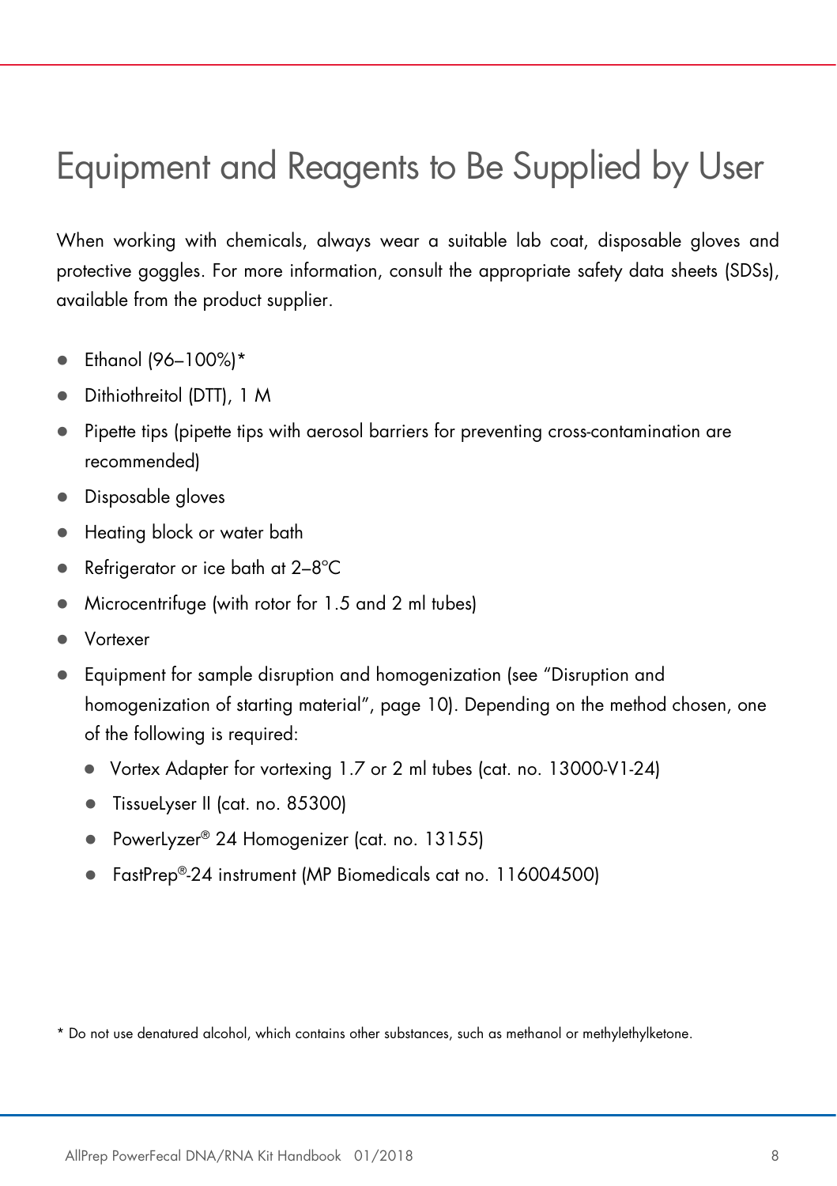# Equipment and Reagents to Be Supplied by User

When working with chemicals, always wear a suitable lab coat, disposable gloves and protective goggles. For more information, consult the appropriate safety data sheets (SDSs), available from the product supplier.

- Ethanol (96–100%)*
- Dithiothreitol (DTT), 1 M
- Pipette tips (pipette tips with aerosol barriers for preventing cross-contamination are recommended)
- Disposable gloves
- Heating block or water bath
- Refrigerator or ice bath at 2–8°C
- Microcentrifuge (with rotor for 1.5 and 2 ml tubes)
- Vortexer
- Equipment for sample disruption and homogenization (see "Disruption and homogenization of starting material", page 10). Depending on the method chosen, one of the following is required:
  - Vortex Adapter for vortexing 1.7 or 2 ml tubes (cat. no. 13000-V1-24)
  - TissueLyser II (cat. no. 85300)
  - PowerLyzer® 24 Homogenizer (cat. no. 13155)
  - FastPrep®-24 instrument (MP Biomedicals cat no. 116004500)

* Do not use denatured alcohol, which contains other substances, such as methanol or methylethylketone.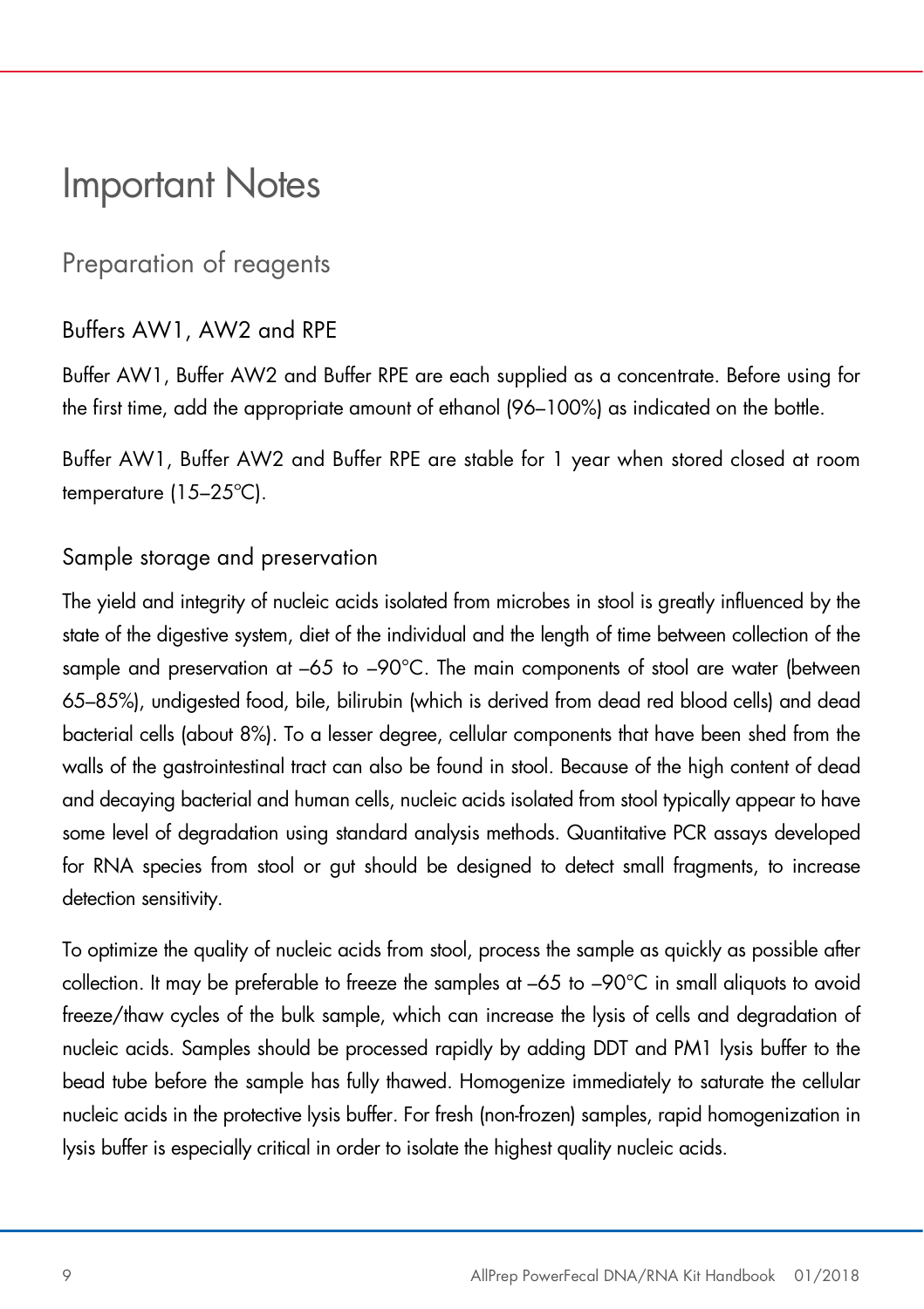# Important Notes

## Preparation of reagents

### Buffers AW1, AW2 and RPE

Buffer AW1, Buffer AW2 and Buffer RPE are each supplied as a concentrate. Before using for the first time, add the appropriate amount of ethanol (96–100%) as indicated on the bottle.

Buffer AW1, Buffer AW2 and Buffer RPE are stable for 1 year when stored closed at room temperature (15–25ºC).

### Sample storage and preservation

The yield and integrity of nucleic acids isolated from microbes in stool is greatly influenced by the state of the digestive system, diet of the individual and the length of time between collection of the sample and preservation at –65 to –90°C. The main components of stool are water (between 65–85%), undigested food, bile, bilirubin (which is derived from dead red blood cells) and dead bacterial cells (about 8%). To a lesser degree, cellular components that have been shed from the walls of the gastrointestinal tract can also be found in stool. Because of the high content of dead and decaying bacterial and human cells, nucleic acids isolated from stool typically appear to have some level of degradation using standard analysis methods. Quantitative PCR assays developed for RNA species from stool or gut should be designed to detect small fragments, to increase detection sensitivity.

To optimize the quality of nucleic acids from stool, process the sample as quickly as possible after collection. It may be preferable to freeze the samples at –65 to –90°C in small aliquots to avoid freeze/thaw cycles of the bulk sample, which can increase the lysis of cells and degradation of nucleic acids. Samples should be processed rapidly by adding DDT and PM1 lysis buffer to the bead tube before the sample has fully thawed. Homogenize immediately to saturate the cellular nucleic acids in the protective lysis buffer. For fresh (non-frozen) samples, rapid homogenization in lysis buffer is especially critical in order to isolate the highest quality nucleic acids.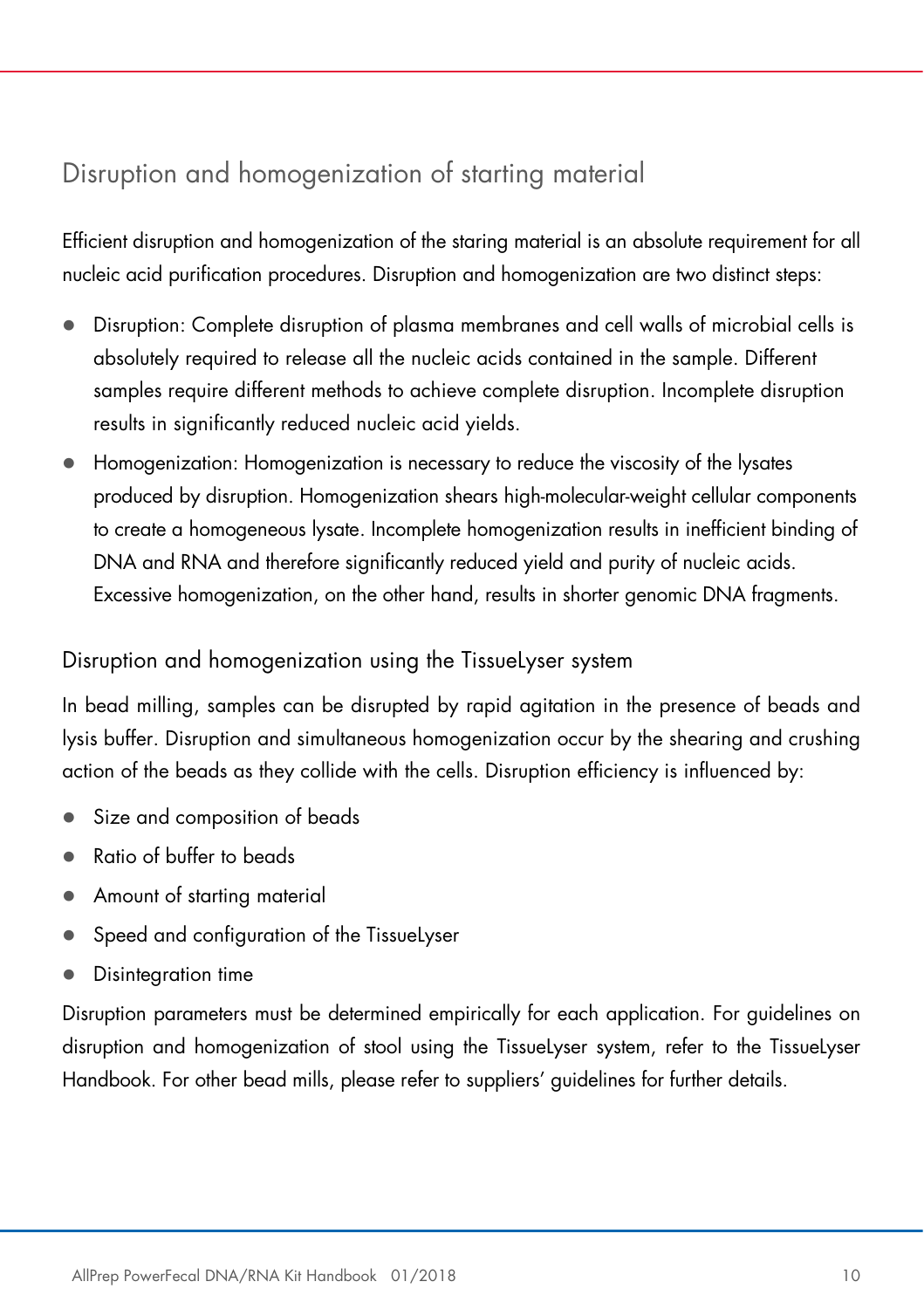## Disruption and homogenization of starting material

Efficient disruption and homogenization of the staring material is an absolute requirement for all nucleic acid purification procedures. Disruption and homogenization are two distinct steps:

- Disruption: Complete disruption of plasma membranes and cell walls of microbial cells is absolutely required to release all the nucleic acids contained in the sample. Different samples require different methods to achieve complete disruption. Incomplete disruption results in significantly reduced nucleic acid yields.
- Homogenization: Homogenization is necessary to reduce the viscosity of the lysates produced by disruption. Homogenization shears high-molecular-weight cellular components to create a homogeneous lysate. Incomplete homogenization results in inefficient binding of DNA and RNA and therefore significantly reduced yield and purity of nucleic acids. Excessive homogenization, on the other hand, results in shorter genomic DNA fragments.

### Disruption and homogenization using the TissueLyser system

In bead milling, samples can be disrupted by rapid agitation in the presence of beads and lysis buffer. Disruption and simultaneous homogenization occur by the shearing and crushing action of the beads as they collide with the cells. Disruption efficiency is influenced by:

- Size and composition of beads
- Ratio of buffer to beads
- Amount of starting material
- Speed and configuration of the TissueLyser
- Disintegration time

Disruption parameters must be determined empirically for each application. For guidelines on disruption and homogenization of stool using the TissueLyser system, refer to the TissueLyser Handbook. For other bead mills, please refer to suppliers' guidelines for further details.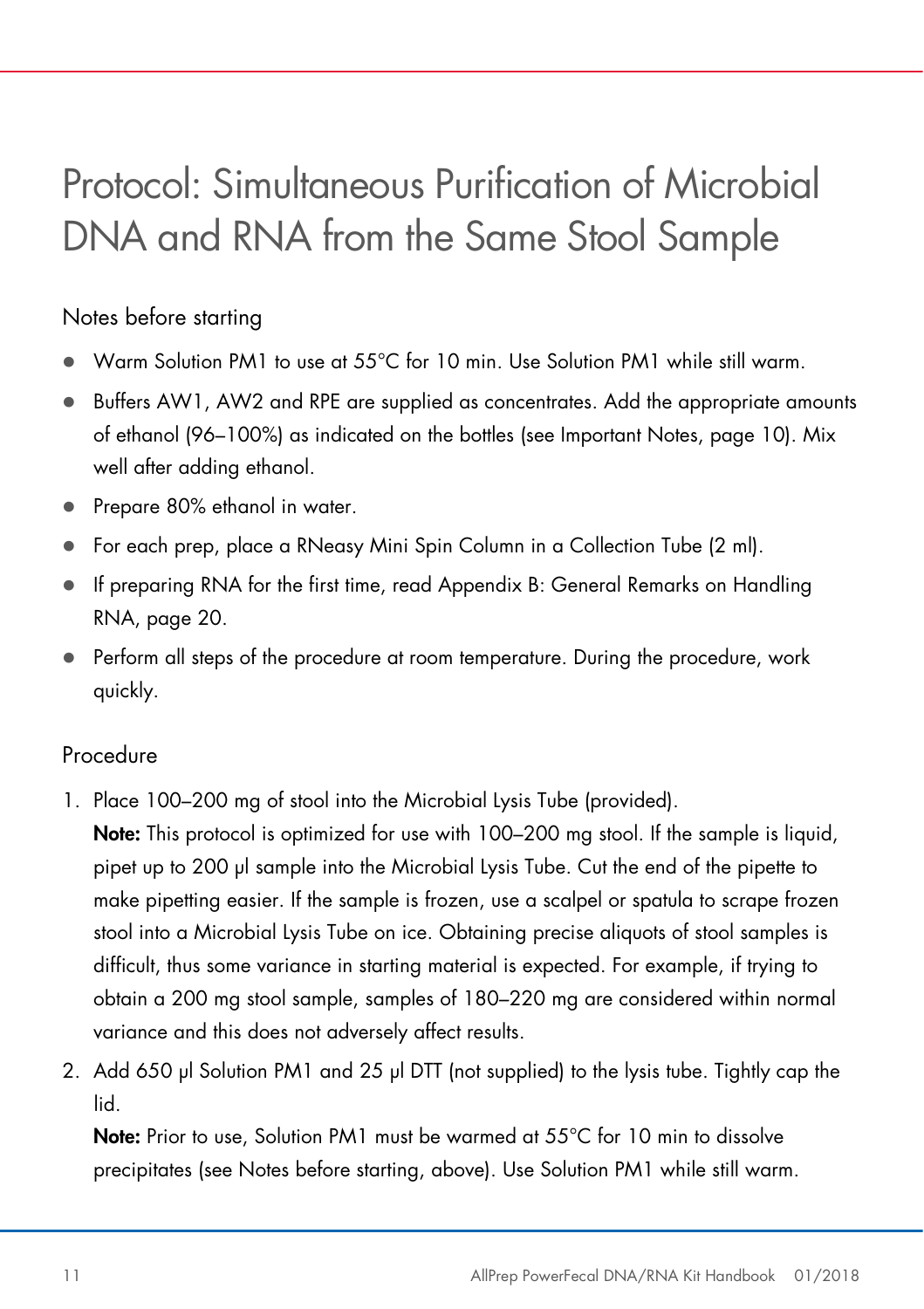# Protocol: Simultaneous Purification of Microbial DNA and RNA from the Same Stool Sample

## Notes before starting

- Warm Solution PM1 to use at 55°C for 10 min. Use Solution PM1 while still warm.
- Buffers AW1, AW2 and RPE are supplied as concentrates. Add the appropriate amounts of ethanol (96–100%) as indicated on the bottles (see Important Notes, page 10). Mix well after adding ethanol.
- Prepare 80% ethanol in water.
- For each prep, place a RNeasy Mini Spin Column in a Collection Tube (2 ml).
- If preparing RNA for the first time, read Appendix B: General Remarks on Handling RNA, page 20.
- Perform all steps of the procedure at room temperature. During the procedure, work quickly.

## Procedure

1. Place 100–200 mg of stool into the Microbial Lysis Tube (provided).
   **Note:** This protocol is optimized for use with 100–200 mg stool. If the sample is liquid, pipet up to 200 µl sample into the Microbial Lysis Tube. Cut the end of the pipette to make pipetting easier. If the sample is frozen, use a scalpel or spatula to scrape frozen stool into a Microbial Lysis Tube on ice. Obtaining precise aliquots of stool samples is difficult, thus some variance in starting material is expected. For example, if trying to obtain a 200 mg stool sample, samples of 180–220 mg are considered within normal variance and this does not adversely affect results.
2. Add 650 µl Solution PM1 and 25 µl DTT (not supplied) to the lysis tube. Tightly cap the lid.
   **Note:** Prior to use, Solution PM1 must be warmed at 55°C for 10 min to dissolve precipitates (see Notes before starting, above). Use Solution PM1 while still warm.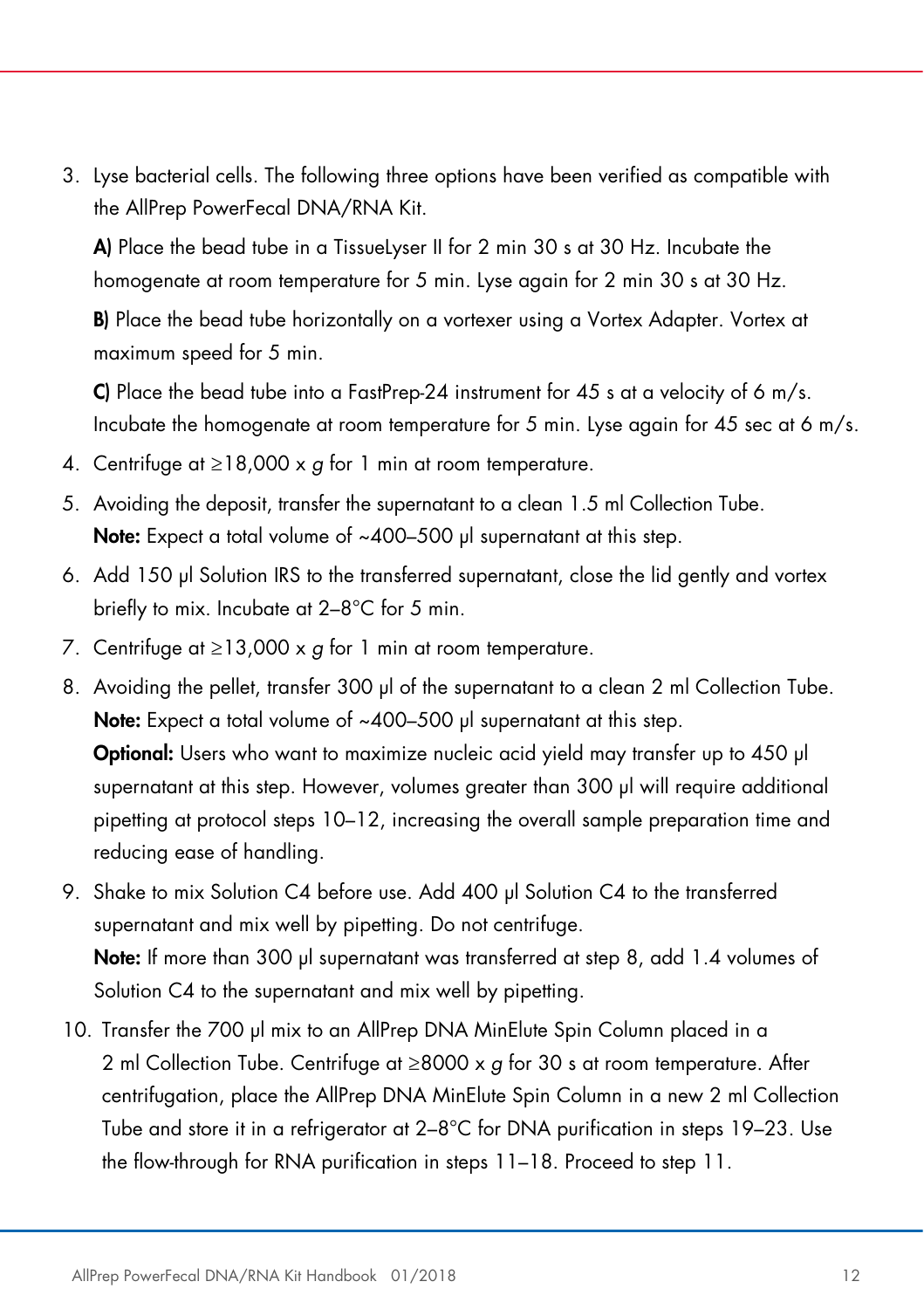3. Lyse bacterial cells. The following three options have been verified as compatible with the AllPrep PowerFecal DNA/RNA Kit.

   **A)** Place the bead tube in a TissueLyser II for 2 min 30 s at 30 Hz. Incubate the homogenate at room temperature for 5 min. Lyse again for 2 min 30 s at 30 Hz.

   **B)** Place the bead tube horizontally on a vortexer using a Vortex Adapter. Vortex at maximum speed for 5 min.

   **C)** Place the bead tube into a FastPrep-24 instrument for 45 s at a velocity of 6 m/s. Incubate the homogenate at room temperature for 5 min. Lyse again for 45 sec at 6 m/s.

4. Centrifuge at ≥18,000 x *g* for 1 min at room temperature.

5. Avoiding the deposit, transfer the supernatant to a clean 1.5 ml Collection Tube.
   **Note:** Expect a total volume of ~400–500 µl supernatant at this step.

6. Add 150 µl Solution IRS to the transferred supernatant, close the lid gently and vortex briefly to mix. Incubate at 2–8°C for 5 min.

7. Centrifuge at ≥13,000 x *g* for 1 min at room temperature.

8. Avoiding the pellet, transfer 300 µl of the supernatant to a clean 2 ml Collection Tube.
   **Note:** Expect a total volume of ~400–500 µl supernatant at this step.
   **Optional:** Users who want to maximize nucleic acid yield may transfer up to 450 µl supernatant at this step. However, volumes greater than 300 µl will require additional pipetting at protocol steps 10–12, increasing the overall sample preparation time and reducing ease of handling.

9. Shake to mix Solution C4 before use. Add 400 µl Solution C4 to the transferred supernatant and mix well by pipetting. Do not centrifuge.
   **Note:** If more than 300 µl supernatant was transferred at step 8, add 1.4 volumes of Solution C4 to the supernatant and mix well by pipetting.

10. Transfer the 700 µl mix to an AllPrep DNA MinElute Spin Column placed in a 2 ml Collection Tube. Centrifuge at ≥8000 x *g* for 30 s at room temperature. After centrifugation, place the AllPrep DNA MinElute Spin Column in a new 2 ml Collection Tube and store it in a refrigerator at 2–8°C for DNA purification in steps 19–23. Use the flow-through for RNA purification in steps 11–18. Proceed to step 11.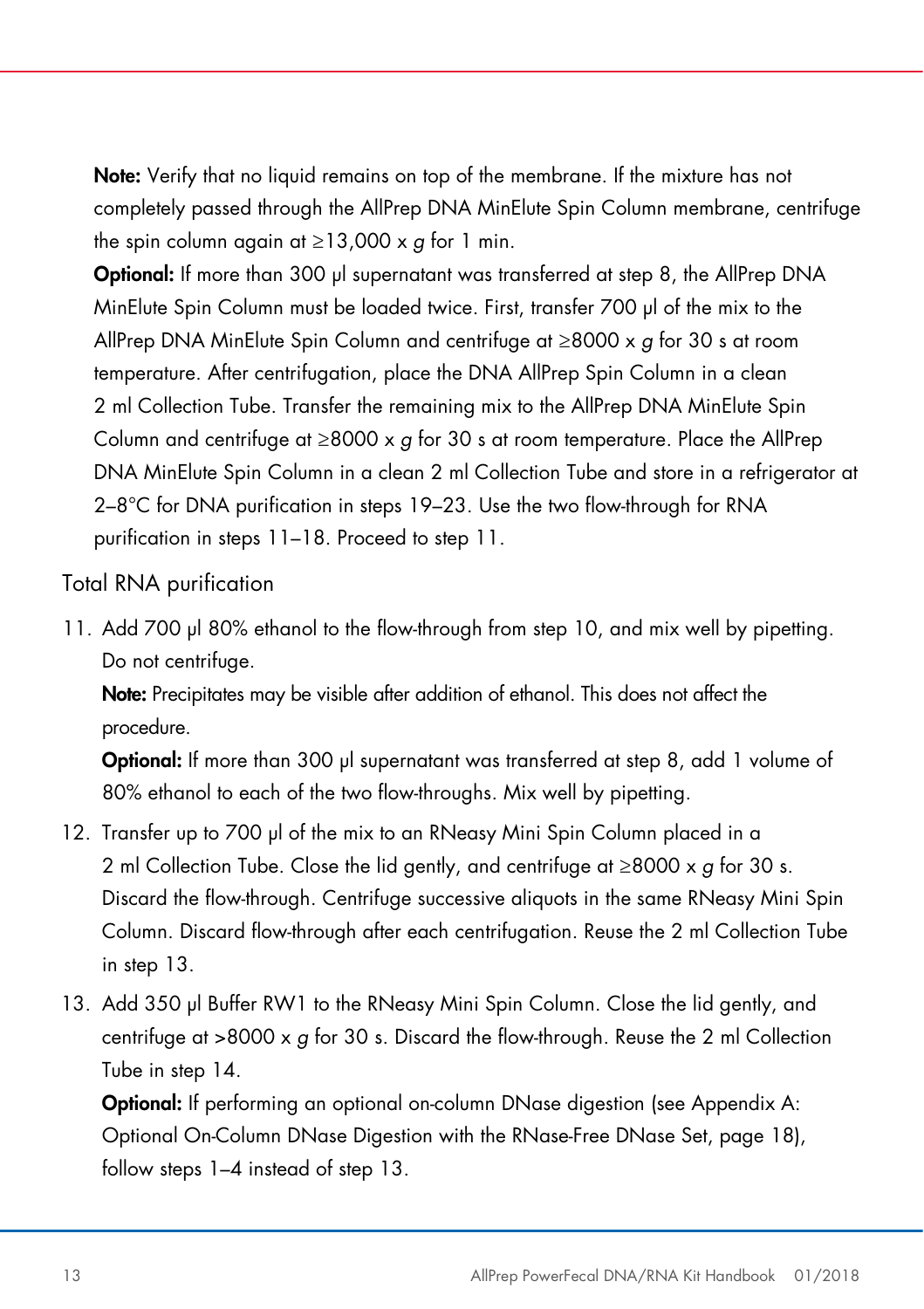**Note:** Verify that no liquid remains on top of the membrane. If the mixture has not completely passed through the AllPrep DNA MinElute Spin Column membrane, centrifuge the spin column again at ≥13,000 x *g* for 1 min.

**Optional:** If more than 300 µl supernatant was transferred at step 8, the AllPrep DNA MinElute Spin Column must be loaded twice. First, transfer 700 µl of the mix to the AllPrep DNA MinElute Spin Column and centrifuge at ≥8000 x *g* for 30 s at room temperature. After centrifugation, place the DNA AllPrep Spin Column in a clean 2 ml Collection Tube. Transfer the remaining mix to the AllPrep DNA MinElute Spin Column and centrifuge at ≥8000 x *g* for 30 s at room temperature. Place the AllPrep DNA MinElute Spin Column in a clean 2 ml Collection Tube and store in a refrigerator at 2–8°C for DNA purification in steps 19–23. Use the two flow-through for RNA purification in steps 11–18. Proceed to step 11.

## Total RNA purification

11. Add 700 µl 80% ethanol to the flow-through from step 10, and mix well by pipetting. Do not centrifuge.

    **Note:** Precipitates may be visible after addition of ethanol. This does not affect the procedure.

    **Optional:** If more than 300 µl supernatant was transferred at step 8, add 1 volume of 80% ethanol to each of the two flow-throughs. Mix well by pipetting.

12. Transfer up to 700 µl of the mix to an RNeasy Mini Spin Column placed in a 2 ml Collection Tube. Close the lid gently, and centrifuge at ≥8000 x *g* for 30 s. Discard the flow-through. Centrifuge successive aliquots in the same RNeasy Mini Spin Column. Discard flow-through after each centrifugation. Reuse the 2 ml Collection Tube in step 13.

13. Add 350 µl Buffer RW1 to the RNeasy Mini Spin Column. Close the lid gently, and centrifuge at >8000 x *g* for 30 s. Discard the flow-through. Reuse the 2 ml Collection Tube in step 14.

    **Optional:** If performing an optional on-column DNase digestion (see Appendix A: Optional On-Column DNase Digestion with the RNase-Free DNase Set, page 18), follow steps 1–4 instead of step 13.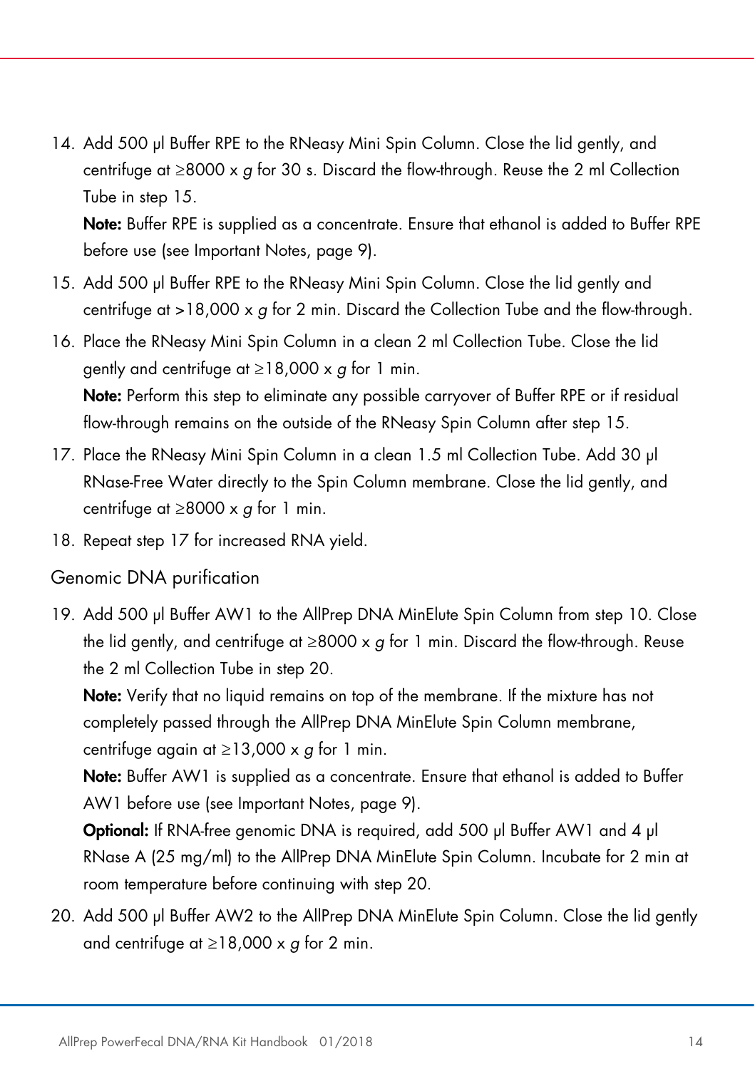14. Add 500 µl Buffer RPE to the RNeasy Mini Spin Column. Close the lid gently, and centrifuge at ≥8000 x *g* for 30 s. Discard the flow-through. Reuse the 2 ml Collection Tube in step 15.

    **Note:** Buffer RPE is supplied as a concentrate. Ensure that ethanol is added to Buffer RPE before use (see Important Notes, page 9).

15. Add 500 µl Buffer RPE to the RNeasy Mini Spin Column. Close the lid gently and centrifuge at >18,000 x *g* for 2 min. Discard the Collection Tube and the flow-through.

16. Place the RNeasy Mini Spin Column in a clean 2 ml Collection Tube. Close the lid gently and centrifuge at ≥18,000 x *g* for 1 min.

    **Note:** Perform this step to eliminate any possible carryover of Buffer RPE or if residual flow-through remains on the outside of the RNeasy Spin Column after step 15.

17. Place the RNeasy Mini Spin Column in a clean 1.5 ml Collection Tube. Add 30 µl RNase-Free Water directly to the Spin Column membrane. Close the lid gently, and centrifuge at ≥8000 x *g* for 1 min.

18. Repeat step 17 for increased RNA yield.

## Genomic DNA purification

19. Add 500 µl Buffer AW1 to the AllPrep DNA MinElute Spin Column from step 10. Close the lid gently, and centrifuge at ≥8000 x *g* for 1 min. Discard the flow-through. Reuse the 2 ml Collection Tube in step 20.

    **Note:** Verify that no liquid remains on top of the membrane. If the mixture has not completely passed through the AllPrep DNA MinElute Spin Column membrane, centrifuge again at ≥13,000 x *g* for 1 min.

    **Note:** Buffer AW1 is supplied as a concentrate. Ensure that ethanol is added to Buffer AW1 before use (see Important Notes, page 9).

    **Optional:** If RNA-free genomic DNA is required, add 500 µl Buffer AW1 and 4 µl RNase A (25 mg/ml) to the AllPrep DNA MinElute Spin Column. Incubate for 2 min at room temperature before continuing with step 20.

20. Add 500 µl Buffer AW2 to the AllPrep DNA MinElute Spin Column. Close the lid gently and centrifuge at ≥18,000 x *g* for 2 min.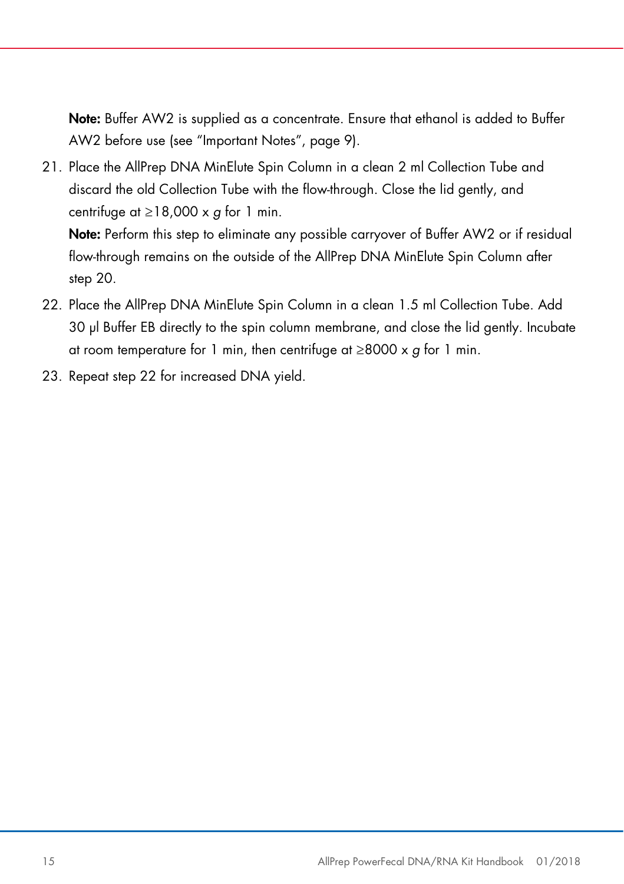**Note:** Buffer AW2 is supplied as a concentrate. Ensure that ethanol is added to Buffer AW2 before use (see "Important Notes", page 9).

21. Place the AllPrep DNA MinElute Spin Column in a clean 2 ml Collection Tube and discard the old Collection Tube with the flow-through. Close the lid gently, and centrifuge at ≥18,000 x *g* for 1 min.

    **Note:** Perform this step to eliminate any possible carryover of Buffer AW2 or if residual flow-through remains on the outside of the AllPrep DNA MinElute Spin Column after step 20.

22. Place the AllPrep DNA MinElute Spin Column in a clean 1.5 ml Collection Tube. Add 30 µl Buffer EB directly to the spin column membrane, and close the lid gently. Incubate at room temperature for 1 min, then centrifuge at ≥8000 x *g* for 1 min.

23. Repeat step 22 for increased DNA yield.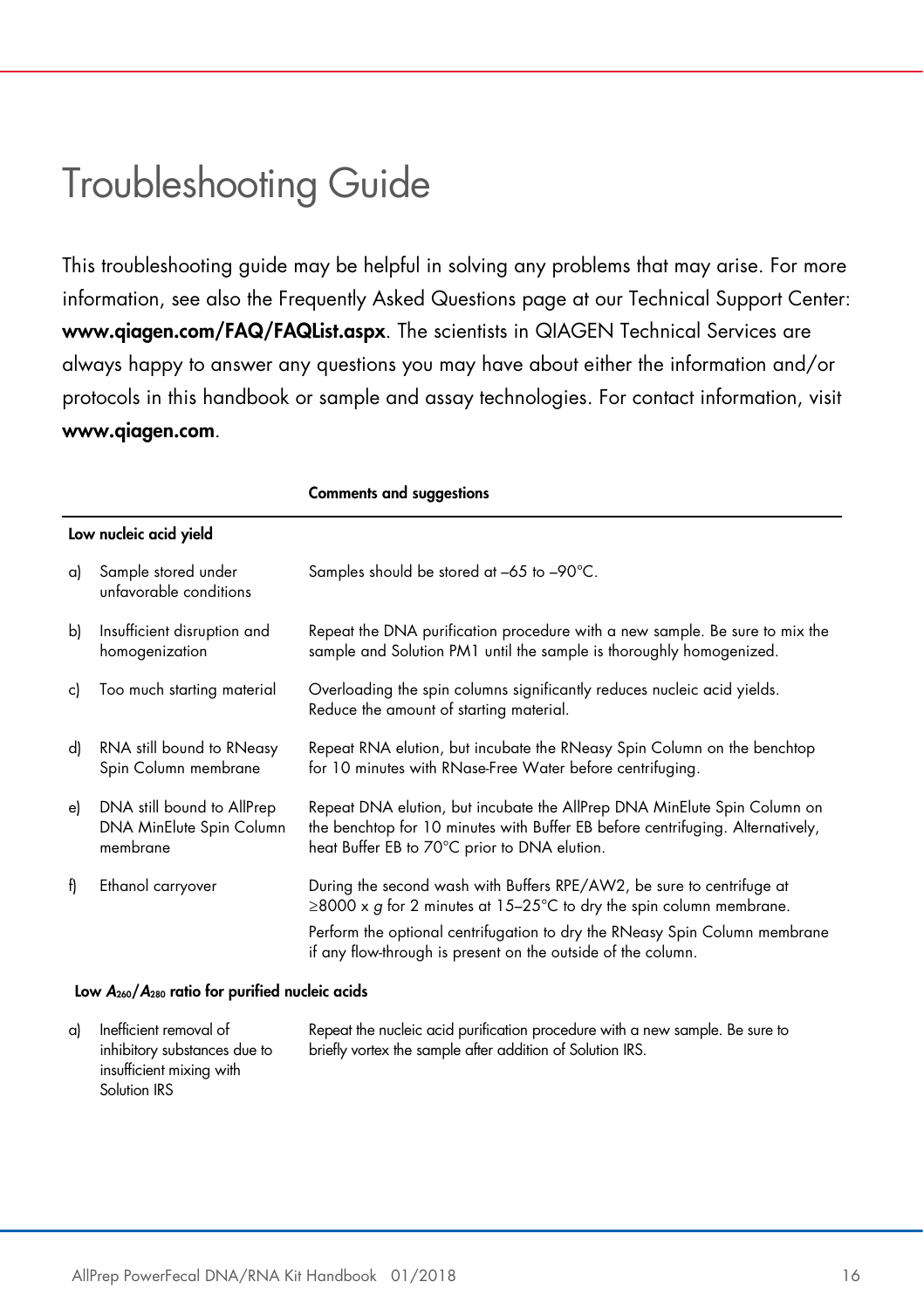# Troubleshooting Guide

This troubleshooting guide may be helpful in solving any problems that may arise. For more information, see also the Frequently Asked Questions page at our Technical Support Center: **www.qiagen.com/FAQ/FAQList.aspx**. The scientists in QIAGEN Technical Services are always happy to answer any questions you may have about either the information and/or protocols in this handbook or sample and assay technologies. For contact information, visit **www.qiagen.com**.

| | | Comments and suggestions |
|---|---|---|
| **Low nucleic acid yield** | | |
| a) | Sample stored under unfavorable conditions | Samples should be stored at –65 to –90°C. |
| b) | Insufficient disruption and homogenization | Repeat the DNA purification procedure with a new sample. Be sure to mix the sample and Solution PM1 until the sample is thoroughly homogenized. |
| c) | Too much starting material | Overloading the spin columns significantly reduces nucleic acid yields. Reduce the amount of starting material. |
| d) | RNA still bound to RNeasy Spin Column membrane | Repeat RNA elution, but incubate the RNeasy Spin Column on the benchtop for 10 minutes with RNase-Free Water before centrifuging. |
| e) | DNA still bound to AllPrep DNA MinElute Spin Column membrane | Repeat DNA elution, but incubate the AllPrep DNA MinElute Spin Column on the benchtop for 10 minutes with Buffer EB before centrifuging. Alternatively, heat Buffer EB to 70°C prior to DNA elution. |
| f) | Ethanol carryover | During the second wash with Buffers RPE/AW2, be sure to centrifuge at ≥8000 x *g* for 2 minutes at 15–25°C to dry the spin column membrane.<br>Perform the optional centrifugation to dry the RNeasy Spin Column membrane if any flow-through is present on the outside of the column. |
| **Low $A_{260}/A_{280}$ ratio for purified nucleic acids** | | |
| a) | Inefficient removal of inhibitory substances due to insufficient mixing with Solution IRS | Repeat the nucleic acid purification procedure with a new sample. Be sure to briefly vortex the sample after addition of Solution IRS. |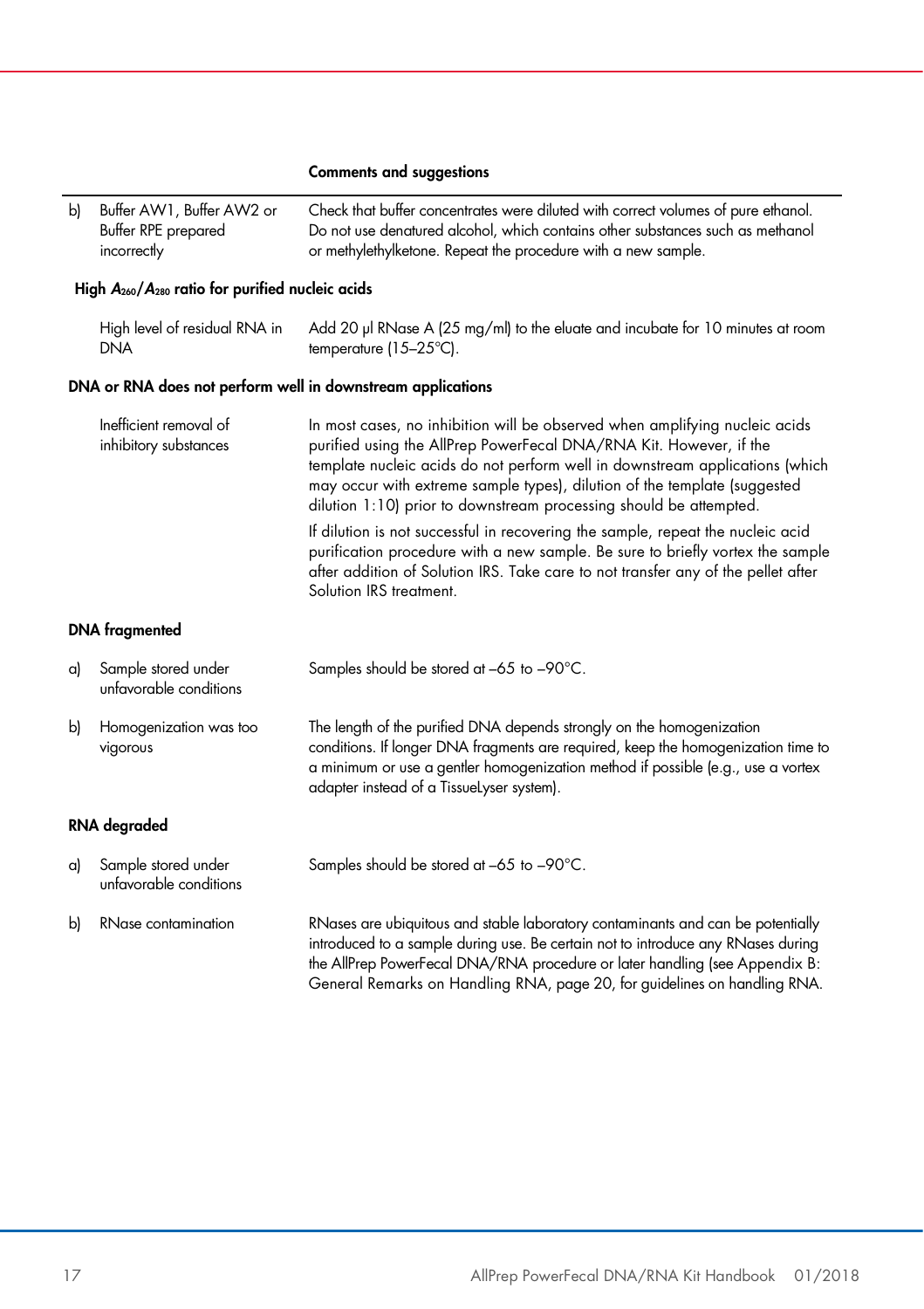| | | Comments and suggestions |
|---|---|---|
| b) | Buffer AW1, Buffer AW2 or Buffer RPE prepared incorrectly | Check that buffer concentrates were diluted with correct volumes of pure ethanol. Do not use denatured alcohol, which contains other substances such as methanol or methylethylketone. Repeat the procedure with a new sample. |

**High $A_{260}/A_{280}$ ratio for purified nucleic acids**

| | | |
|---|---|---|
| | High level of residual RNA in DNA | Add 20 µl RNase A (25 mg/ml) to the eluate and incubate for 10 minutes at room temperature (15–25°C). |

**DNA or RNA does not perform well in downstream applications**

| | | |
|---|---|---|
| | Inefficient removal of inhibitory substances | In most cases, no inhibition will be observed when amplifying nucleic acids purified using the AllPrep PowerFecal DNA/RNA Kit. However, if the template nucleic acids do not perform well in downstream applications (which may occur with extreme sample types), dilution of the template (suggested dilution 1:10) prior to downstream processing should be attempted.<br><br>If dilution is not successful in recovering the sample, repeat the nucleic acid purification procedure with a new sample. Be sure to briefly vortex the sample after addition of Solution IRS. Take care to not transfer any of the pellet after Solution IRS treatment. |

**DNA fragmented**

| | | |
|---|---|---|
| a) | Sample stored under unfavorable conditions | Samples should be stored at –65 to –90°C. |
| b) | Homogenization was too vigorous | The length of the purified DNA depends strongly on the homogenization conditions. If longer DNA fragments are required, keep the homogenization time to a minimum or use a gentler homogenization method if possible (e.g., use a vortex adapter instead of a TissueLyser system). |

**RNA degraded**

| | | |
|---|---|---|
| a) | Sample stored under unfavorable conditions | Samples should be stored at –65 to –90°C. |
| b) | RNase contamination | RNases are ubiquitous and stable laboratory contaminants and can be potentially introduced to a sample during use. Be certain not to introduce any RNases during the AllPrep PowerFecal DNA/RNA procedure or later handling (see Appendix B: General Remarks on Handling RNA, page 20, for guidelines on handling RNA. |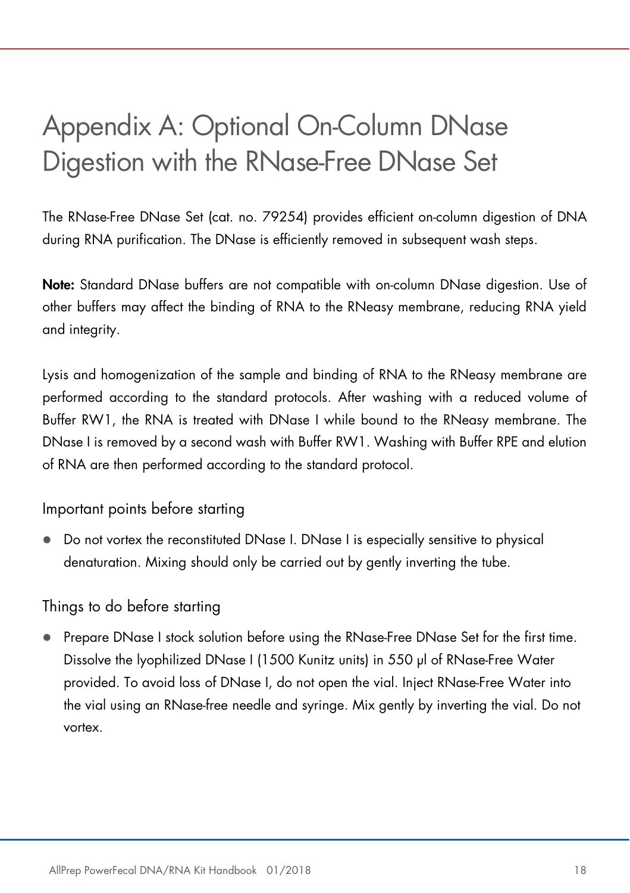# Appendix A: Optional On-Column DNase Digestion with the RNase-Free DNase Set

The RNase-Free DNase Set (cat. no. 79254) provides efficient on-column digestion of DNA during RNA purification. The DNase is efficiently removed in subsequent wash steps.

**Note:** Standard DNase buffers are not compatible with on-column DNase digestion. Use of other buffers may affect the binding of RNA to the RNeasy membrane, reducing RNA yield and integrity.

Lysis and homogenization of the sample and binding of RNA to the RNeasy membrane are performed according to the standard protocols. After washing with a reduced volume of Buffer RW1, the RNA is treated with DNase I while bound to the RNeasy membrane. The DNase I is removed by a second wash with Buffer RW1. Washing with Buffer RPE and elution of RNA are then performed according to the standard protocol.

## Important points before starting

- Do not vortex the reconstituted DNase I. DNase I is especially sensitive to physical denaturation. Mixing should only be carried out by gently inverting the tube.

## Things to do before starting

- Prepare DNase I stock solution before using the RNase-Free DNase Set for the first time. Dissolve the lyophilized DNase I (1500 Kunitz units) in 550 µl of RNase-Free Water provided. To avoid loss of DNase I, do not open the vial. Inject RNase-Free Water into the vial using an RNase-free needle and syringe. Mix gently by inverting the vial. Do not vortex.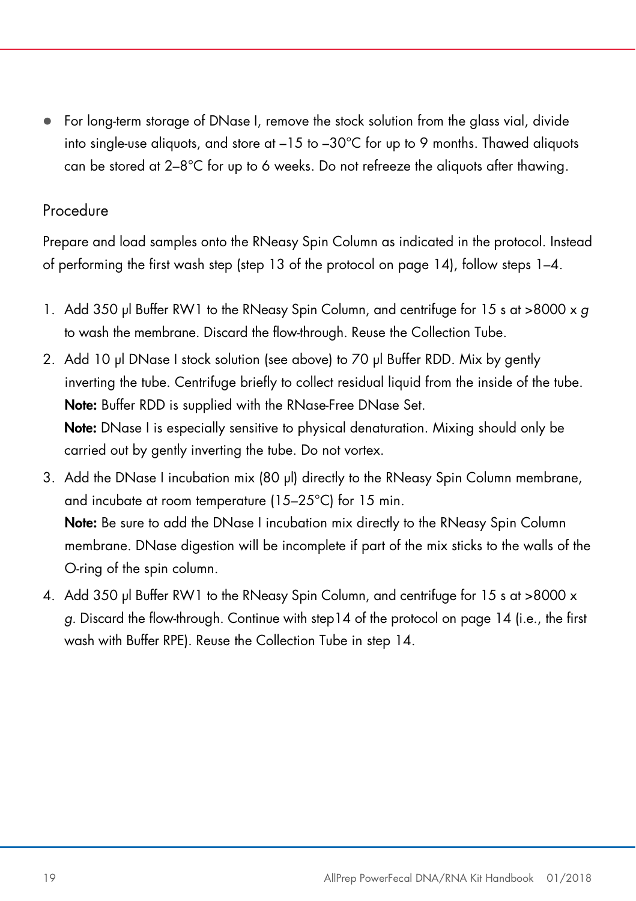- For long-term storage of DNase I, remove the stock solution from the glass vial, divide into single-use aliquots, and store at –15 to –30°C for up to 9 months. Thawed aliquots can be stored at 2–8°C for up to 6 weeks. Do not refreeze the aliquots after thawing.

## Procedure

Prepare and load samples onto the RNeasy Spin Column as indicated in the protocol. Instead of performing the first wash step (step 13 of the protocol on page 14), follow steps 1–4.

1. Add 350 µl Buffer RW1 to the RNeasy Spin Column, and centrifuge for 15 s at >8000 x *g* to wash the membrane. Discard the flow-through. Reuse the Collection Tube.
2. Add 10 µl DNase I stock solution (see above) to 70 µl Buffer RDD. Mix by gently inverting the tube. Centrifuge briefly to collect residual liquid from the inside of the tube.
   **Note:** Buffer RDD is supplied with the RNase-Free DNase Set.
   **Note:** DNase I is especially sensitive to physical denaturation. Mixing should only be carried out by gently inverting the tube. Do not vortex.
3. Add the DNase I incubation mix (80 µl) directly to the RNeasy Spin Column membrane, and incubate at room temperature (15–25°C) for 15 min.
   **Note:** Be sure to add the DNase I incubation mix directly to the RNeasy Spin Column membrane. DNase digestion will be incomplete if part of the mix sticks to the walls of the O-ring of the spin column.
4. Add 350 µl Buffer RW1 to the RNeasy Spin Column, and centrifuge for 15 s at >8000 x *g*. Discard the flow-through. Continue with step14 of the protocol on page 14 (i.e., the first wash with Buffer RPE). Reuse the Collection Tube in step 14.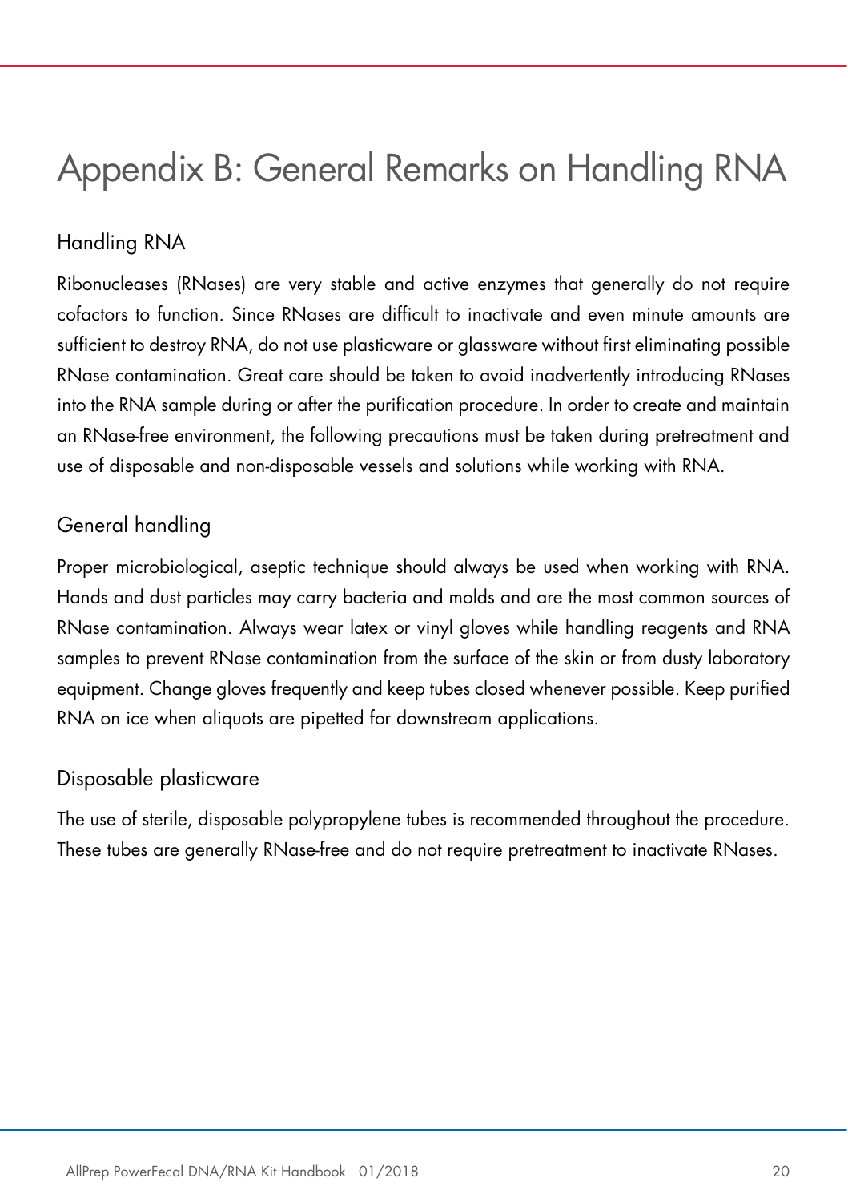# Appendix B: General Remarks on Handling RNA

## Handling RNA

Ribonucleases (RNases) are very stable and active enzymes that generally do not require cofactors to function. Since RNases are difficult to inactivate and even minute amounts are sufficient to destroy RNA, do not use plasticware or glassware without first eliminating possible RNase contamination. Great care should be taken to avoid inadvertently introducing RNases into the RNA sample during or after the purification procedure. In order to create and maintain an RNase-free environment, the following precautions must be taken during pretreatment and use of disposable and non-disposable vessels and solutions while working with RNA.

## General handling

Proper microbiological, aseptic technique should always be used when working with RNA. Hands and dust particles may carry bacteria and molds and are the most common sources of RNase contamination. Always wear latex or vinyl gloves while handling reagents and RNA samples to prevent RNase contamination from the surface of the skin or from dusty laboratory equipment. Change gloves frequently and keep tubes closed whenever possible. Keep purified RNA on ice when aliquots are pipetted for downstream applications.

## Disposable plasticware

The use of sterile, disposable polypropylene tubes is recommended throughout the procedure. These tubes are generally RNase-free and do not require pretreatment to inactivate RNases.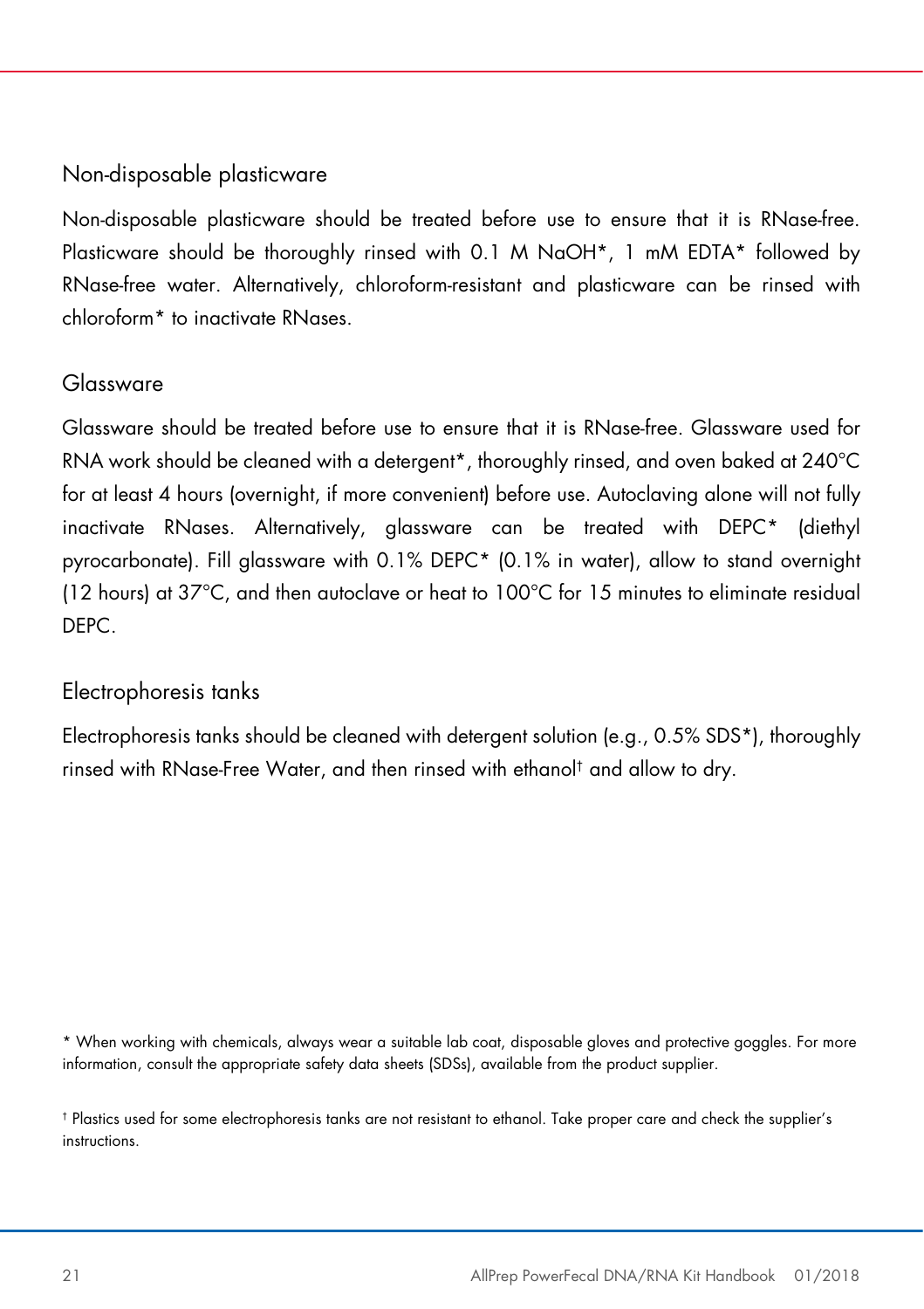### Non-disposable plasticware

Non-disposable plasticware should be treated before use to ensure that it is RNase-free. Plasticware should be thoroughly rinsed with 0.1 M NaOH*, 1 mM EDTA* followed by RNase-free water. Alternatively, chloroform-resistant and plasticware can be rinsed with chloroform* to inactivate RNases.

### Glassware

Glassware should be treated before use to ensure that it is RNase-free. Glassware used for RNA work should be cleaned with a detergent*, thoroughly rinsed, and oven baked at 240°C for at least 4 hours (overnight, if more convenient) before use. Autoclaving alone will not fully inactivate RNases. Alternatively, glassware can be treated with DEPC* (diethyl pyrocarbonate). Fill glassware with 0.1% DEPC* (0.1% in water), allow to stand overnight (12 hours) at 37°C, and then autoclave or heat to 100°C for 15 minutes to eliminate residual DEPC.

### Electrophoresis tanks

Electrophoresis tanks should be cleaned with detergent solution (e.g., 0.5% SDS*), thoroughly rinsed with RNase-Free Water, and then rinsed with ethanol† and allow to dry.

* When working with chemicals, always wear a suitable lab coat, disposable gloves and protective goggles. For more information, consult the appropriate safety data sheets (SDSs), available from the product supplier.

† Plastics used for some electrophoresis tanks are not resistant to ethanol. Take proper care and check the supplier's instructions.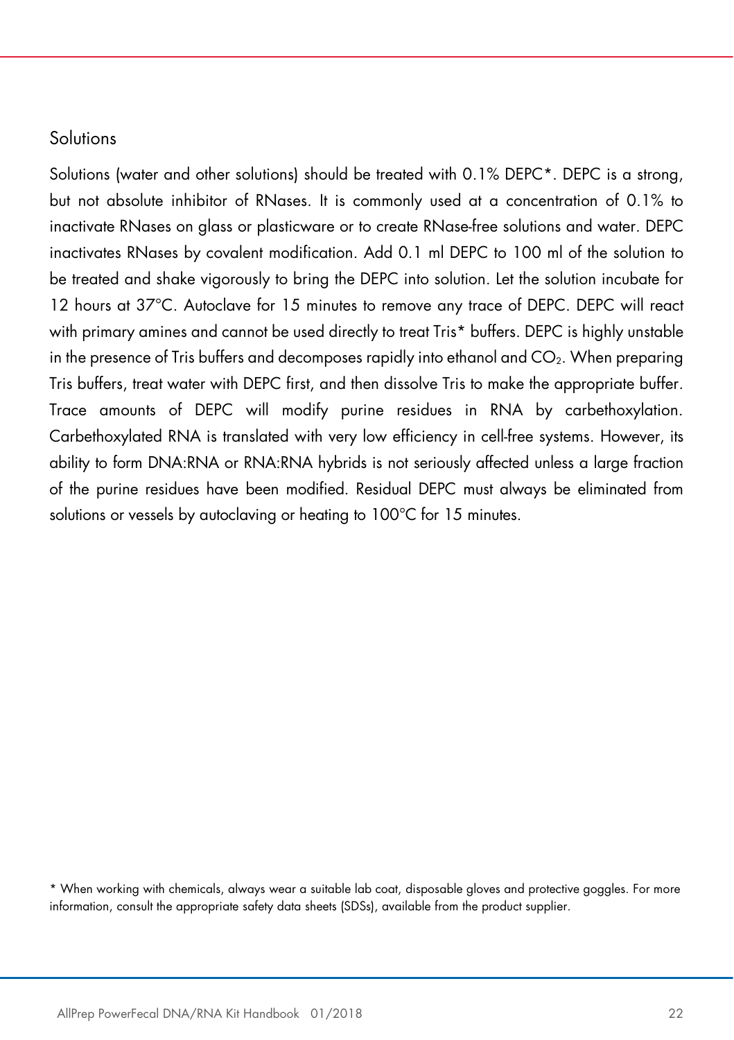### Solutions

Solutions (water and other solutions) should be treated with 0.1% DEPC*. DEPC is a strong, but not absolute inhibitor of RNases. It is commonly used at a concentration of 0.1% to inactivate RNases on glass or plasticware or to create RNase-free solutions and water. DEPC inactivates RNases by covalent modification. Add 0.1 ml DEPC to 100 ml of the solution to be treated and shake vigorously to bring the DEPC into solution. Let the solution incubate for 12 hours at 37°C. Autoclave for 15 minutes to remove any trace of DEPC. DEPC will react with primary amines and cannot be used directly to treat Tris* buffers. DEPC is highly unstable in the presence of Tris buffers and decomposes rapidly into ethanol and $CO_2$. When preparing Tris buffers, treat water with DEPC first, and then dissolve Tris to make the appropriate buffer. Trace amounts of DEPC will modify purine residues in RNA by carbethoxylation. Carbethoxylated RNA is translated with very low efficiency in cell-free systems. However, its ability to form DNA:RNA or RNA:RNA hybrids is not seriously affected unless a large fraction of the purine residues have been modified. Residual DEPC must always be eliminated from solutions or vessels by autoclaving or heating to 100°C for 15 minutes.

* When working with chemicals, always wear a suitable lab coat, disposable gloves and protective goggles. For more information, consult the appropriate safety data sheets (SDSs), available from the product supplier.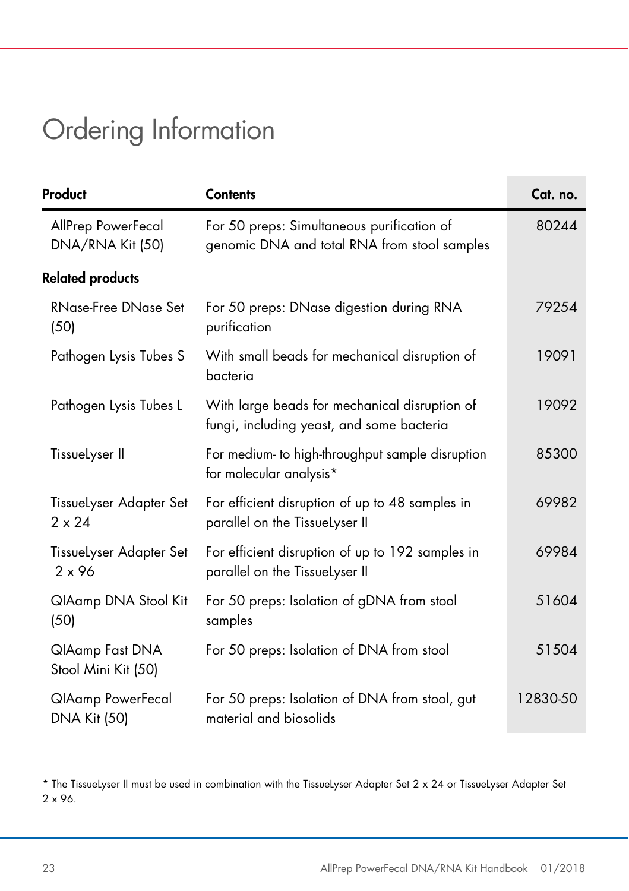# Ordering Information

| Product | Contents | Cat. no. |
|---|---|---|
| AllPrep PowerFecal DNA/RNA Kit (50) | For 50 preps: Simultaneous purification of genomic DNA and total RNA from stool samples | 80244 |
| **Related products** | | |
| RNase-Free DNase Set (50) | For 50 preps: DNase digestion during RNA purification | 79254 |
| Pathogen Lysis Tubes S | With small beads for mechanical disruption of bacteria | 19091 |
| Pathogen Lysis Tubes L | With large beads for mechanical disruption of fungi, including yeast, and some bacteria | 19092 |
| TissueLyser II | For medium- to high-throughput sample disruption for molecular analysis* | 85300 |
| TissueLyser Adapter Set 2 x 24 | For efficient disruption of up to 48 samples in parallel on the TissueLyser II | 69982 |
| TissueLyser Adapter Set 2 x 96 | For efficient disruption of up to 192 samples in parallel on the TissueLyser II | 69984 |
| QIAamp DNA Stool Kit (50) | For 50 preps: Isolation of gDNA from stool samples | 51604 |
| QIAamp Fast DNA Stool Mini Kit (50) | For 50 preps: Isolation of DNA from stool | 51504 |
| QIAamp PowerFecal DNA Kit (50) | For 50 preps: Isolation of DNA from stool, gut material and biosolids | 12830-50 |

* The TissueLyser II must be used in combination with the TissueLyser Adapter Set 2 x 24 or TissueLyser Adapter Set 2 x 96.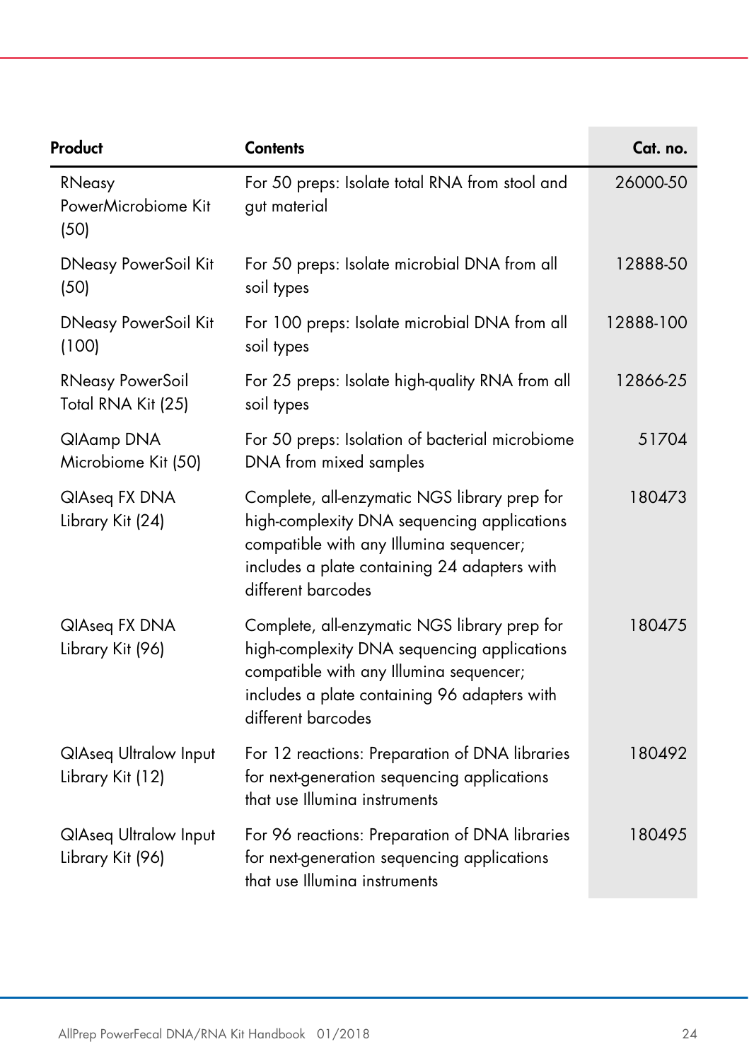| Product | Contents | Cat. no. |
|---|---|---|
| RNeasy PowerMicrobiome Kit (50) | For 50 preps: Isolate total RNA from stool and gut material | 26000-50 |
| DNeasy PowerSoil Kit (50) | For 50 preps: Isolate microbial DNA from all soil types | 12888-50 |
| DNeasy PowerSoil Kit (100) | For 100 preps: Isolate microbial DNA from all soil types | 12888-100 |
| RNeasy PowerSoil Total RNA Kit (25) | For 25 preps: Isolate high-quality RNA from all soil types | 12866-25 |
| QIAamp DNA Microbiome Kit (50) | For 50 preps: Isolation of bacterial microbiome DNA from mixed samples | 51704 |
| QIAseq FX DNA Library Kit (24) | Complete, all-enzymatic NGS library prep for high-complexity DNA sequencing applications compatible with any Illumina sequencer; includes a plate containing 24 adapters with different barcodes | 180473 |
| QIAseq FX DNA Library Kit (96) | Complete, all-enzymatic NGS library prep for high-complexity DNA sequencing applications compatible with any Illumina sequencer; includes a plate containing 96 adapters with different barcodes | 180475 |
| QIAseq Ultralow Input Library Kit (12) | For 12 reactions: Preparation of DNA libraries for next-generation sequencing applications that use Illumina instruments | 180492 |
| QIAseq Ultralow Input Library Kit (96) | For 96 reactions: Preparation of DNA libraries for next-generation sequencing applications that use Illumina instruments | 180495 |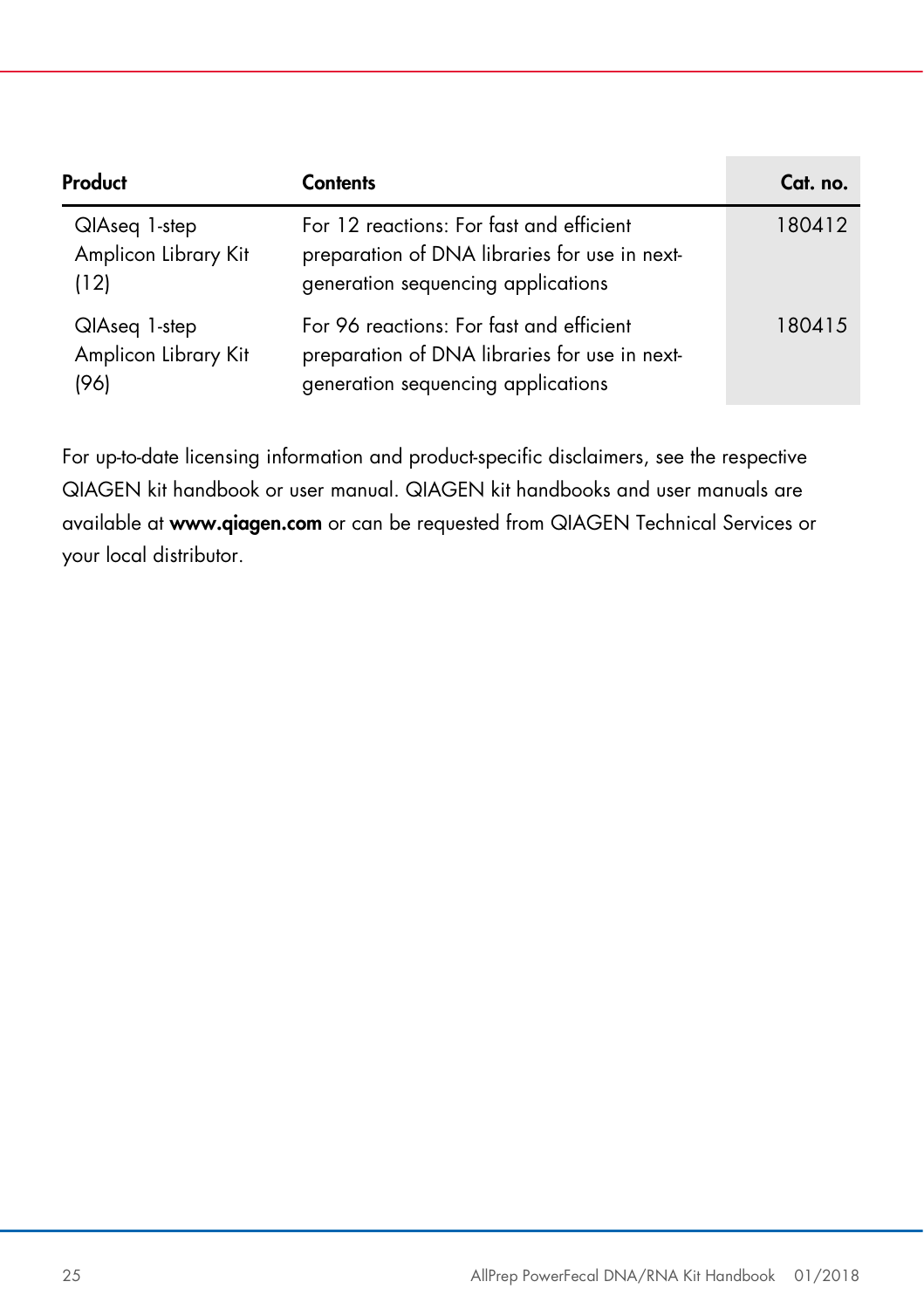| Product | Contents | Cat. no. |
| --- | --- | --- |
| QIAseq 1-step Amplicon Library Kit (12) | For 12 reactions: For fast and efficient preparation of DNA libraries for use in next-generation sequencing applications | 180412 |
| QIAseq 1-step Amplicon Library Kit (96) | For 96 reactions: For fast and efficient preparation of DNA libraries for use in next-generation sequencing applications | 180415 |

For up-to-date licensing information and product-specific disclaimers, see the respective QIAGEN kit handbook or user manual. QIAGEN kit handbooks and user manuals are available at **www.qiagen.com** or can be requested from QIAGEN Technical Services or your local distributor.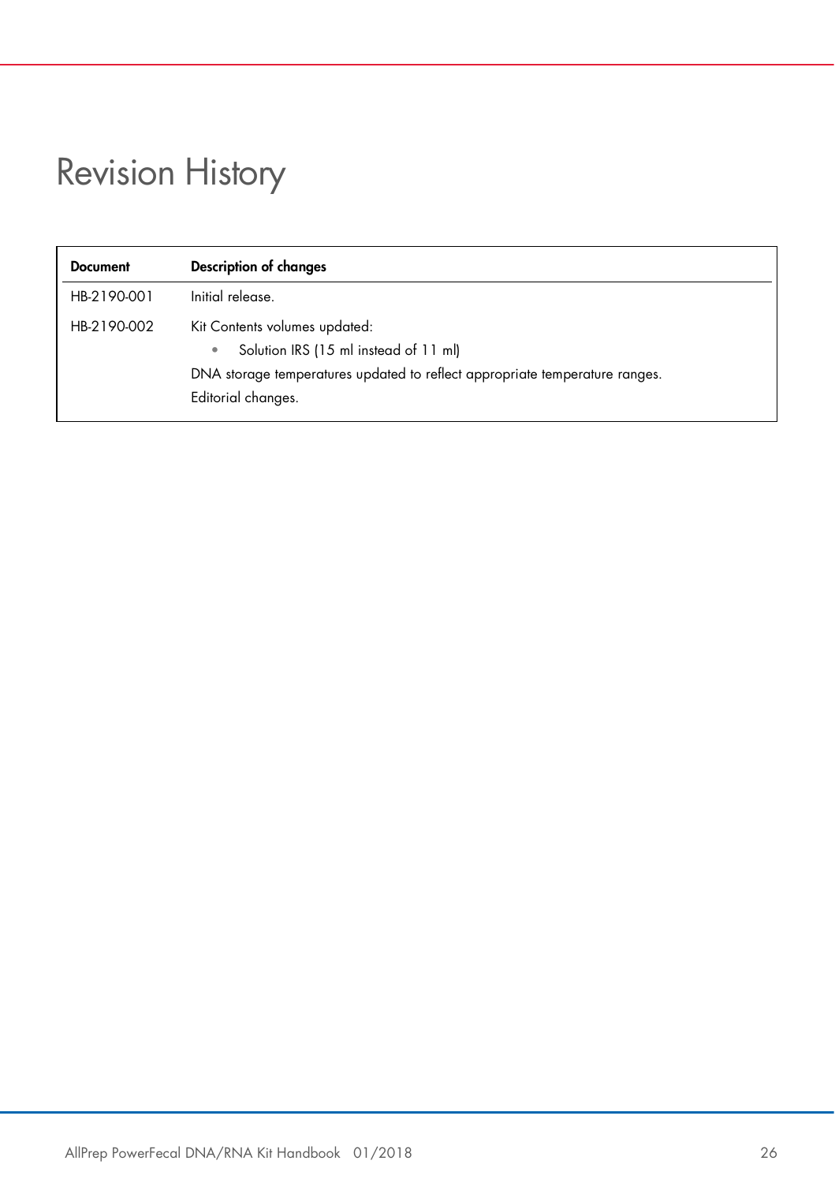# Revision History

| Document | Description of changes |
|---|---|
| HB-2190-001 | Initial release. |
| HB-2190-002 | Kit Contents volumes updated:<br>• Solution IRS (15 ml instead of 11 ml)<br>DNA storage temperatures updated to reflect appropriate temperature ranges.<br>Editorial changes. |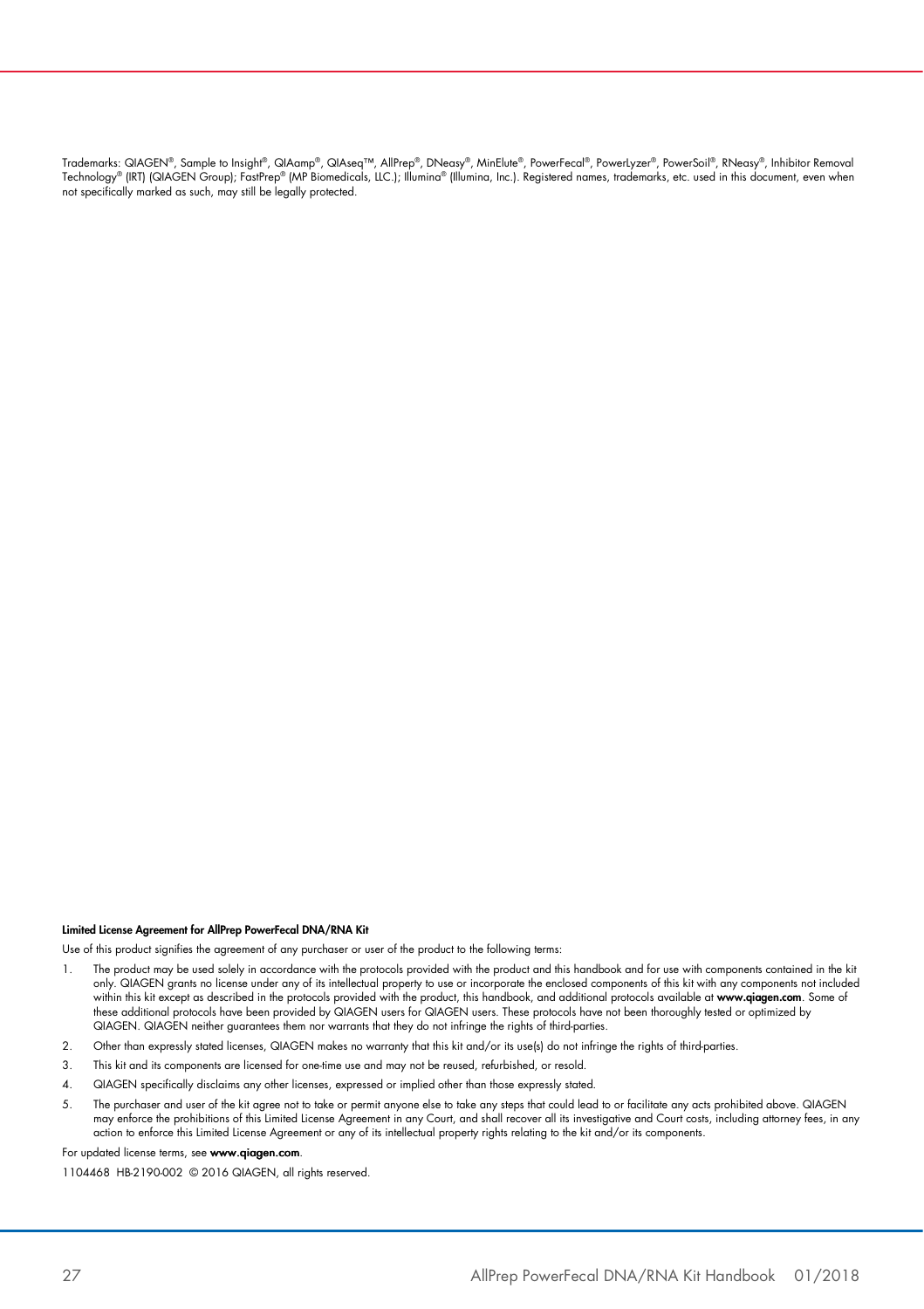Trademarks: QIAGEN®, Sample to Insight®, QIAamp®, QIAseq™, AllPrep®, DNeasy®, MinElute®, PowerFecal®, PowerLyzer®, PowerSoil®, RNeasy®, Inhibitor Removal Technology® (IRT) (QIAGEN Group); FastPrep® (MP Biomedicals, LLC.); Illumina® (Illumina, Inc.). Registered names, trademarks, etc. used in this document, even when not specifically marked as such, may still be legally protected.

**Limited License Agreement for AllPrep PowerFecal DNA/RNA Kit**

Use of this product signifies the agreement of any purchaser or user of the product to the following terms:

1. The product may be used solely in accordance with the protocols provided with the product and this handbook and for use with components contained in the kit only. QIAGEN grants no license under any of its intellectual property to use or incorporate the enclosed components of this kit with any components not included within this kit except as described in the protocols provided with the product, this handbook, and additional protocols available at **www.qiagen.com**. Some of these additional protocols have been provided by QIAGEN users for QIAGEN users. These protocols have not been thoroughly tested or optimized by QIAGEN. QIAGEN neither guarantees them nor warrants that they do not infringe the rights of third-parties.
2. Other than expressly stated licenses, QIAGEN makes no warranty that this kit and/or its use(s) do not infringe the rights of third-parties.
3. This kit and its components are licensed for one-time use and may not be reused, refurbished, or resold.
4. QIAGEN specifically disclaims any other licenses, expressed or implied other than those expressly stated.
5. The purchaser and user of the kit agree not to take or permit anyone else to take any steps that could lead to or facilitate any acts prohibited above. QIAGEN may enforce the prohibitions of this Limited License Agreement in any Court, and shall recover all its investigative and Court costs, including attorney fees, in any action to enforce this Limited License Agreement or any of its intellectual property rights relating to the kit and/or its components.

For updated license terms, see **www.qiagen.com**.

1104468 HB-2190-002 © 2016 QIAGEN, all rights reserved.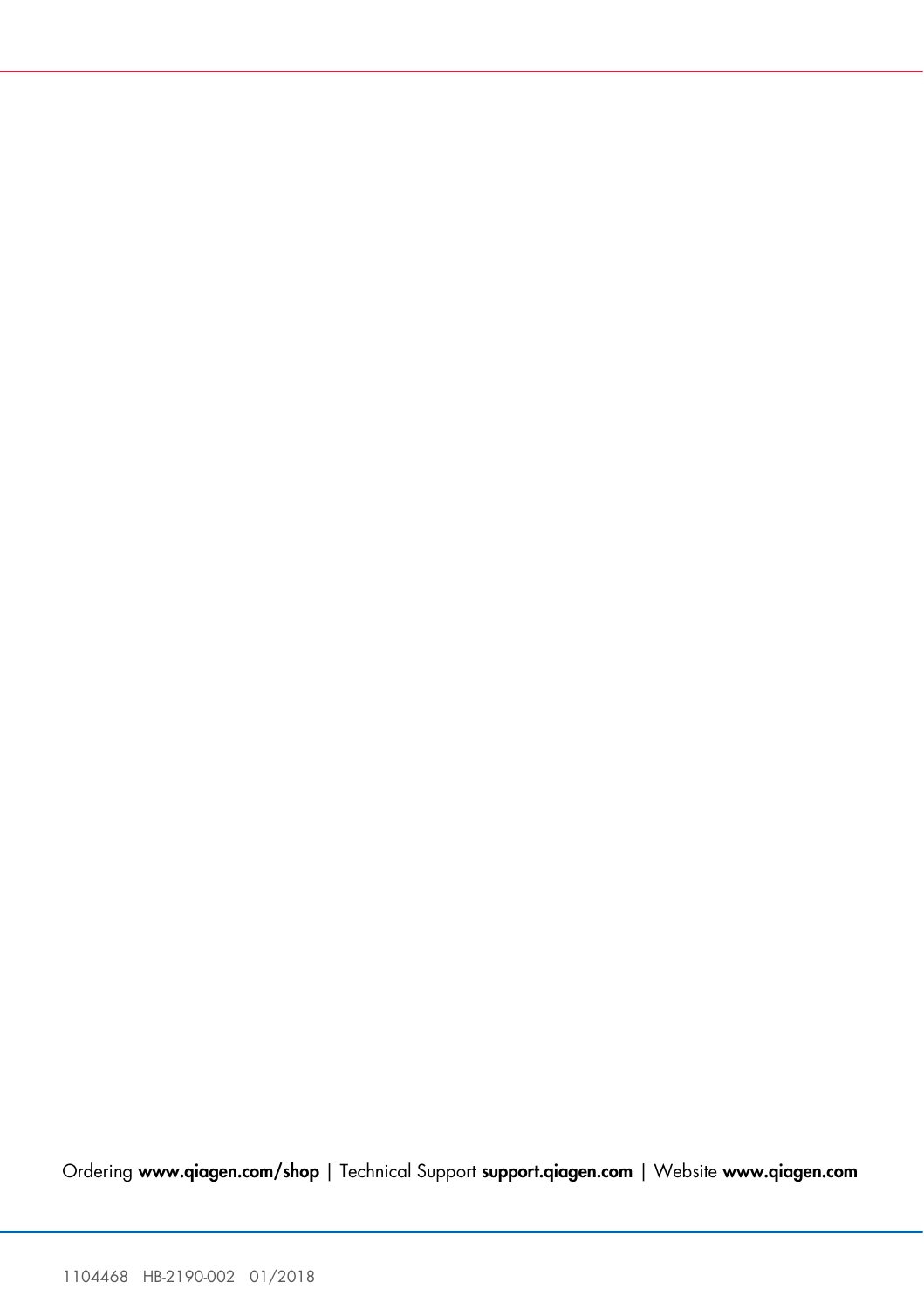Ordering **www.qiagen.com/shop** | Technical Support **support.qiagen.com** | Website **www.qiagen.com**

1104468 HB-2190-002 01/2018